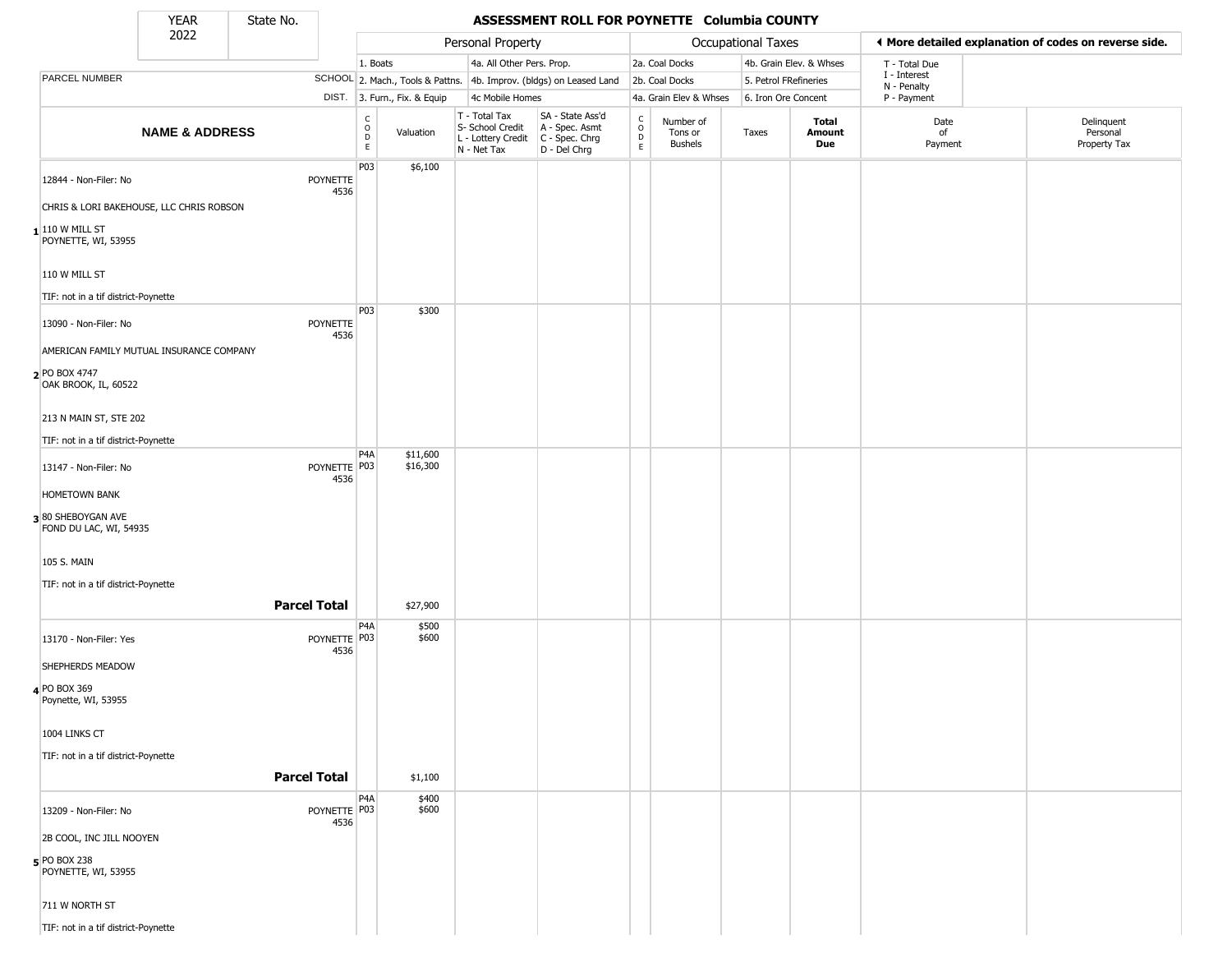# ASSESSMENT ROLL FOR POYNETTE Columbia COUNTY

YEAR 2022 | State No.

| PARCEL NUMBER / NAME & ADDRESS | SCHOOL DIST. | Personal Property CODE | Valuation | T - Total Tax / S- School Credit / L - Lottery Credit / N - Net Tax | SA - State Ass'd / A - Spec. Asmt / C - Spec. Chrg / D - Del Chrg | Occupational Taxes CODE | Number of Tons or Bushels | Taxes | Total Amount Due | Date of Payment | Delinquent Personal Property Tax |
|---|---|---|---|---|---|---|---|---|---|---|---|
| 1 12844 - Non-Filer: No<br>CHRIS & LORI BAKEHOUSE, LLC CHRIS ROBSON<br>110 W MILL ST<br>POYNETTE, WI, 53955<br>110 W MILL ST<br>TIF: not in a tif district-Poynette | POYNETTE 4536 | P03 | $6,100 | | | | | | | | |
| 2 13090 - Non-Filer: No<br>AMERICAN FAMILY MUTUAL INSURANCE COMPANY<br>PO BOX 4747<br>OAK BROOK, IL, 60522<br>213 N MAIN ST, STE 202<br>TIF: not in a tif district-Poynette | POYNETTE 4536 | P03 | $300 | | | | | | | | |
| 3 13147 - Non-Filer: No<br>HOMETOWN BANK<br>80 SHEBOYGAN AVE<br>FOND DU LAC, WI, 54935<br>105 S. MAIN<br>TIF: not in a tif district-Poynette | POYNETTE 4536 | P4A<br>P03 | $11,600<br>$16,300 | | | | | | | | |
| **Parcel Total** | | | $27,900 | | | | | | | | |
| 4 13170 - Non-Filer: Yes<br>SHEPHERDS MEADOW<br>PO BOX 369<br>Poynette, WI, 53955<br>1004 LINKS CT<br>TIF: not in a tif district-Poynette | POYNETTE 4536 | P4A<br>P03 | $500<br>$600 | | | | | | | | |
| **Parcel Total** | | | $1,100 | | | | | | | | |
| 5 13209 - Non-Filer: No<br>2B COOL, INC JILL NOOYEN<br>PO BOX 238<br>POYNETTE, WI, 53955<br>711 W NORTH ST<br>TIF: not in a tif district-Poynette | POYNETTE 4536 | P4A<br>P03 | $400<br>$600 | | | | | | | | |

Personal Property codes: 1. Boats; 2. Mach., Tools & Pattns.; 3. Furn., Fix. & Equip; 4a. All Other Pers. Prop.; 4b. Improv. (bldgs) on Leased Land; 4c Mobile Homes

Occupational Taxes codes: 2a. Coal Docks; 2b. Coal Docks; 4a. Grain Elev & Whses; 4b. Grain Elev. & Whses; 5. Petrol FRefineries; 6. Iron Ore Concent

◄ More detailed explanation of codes on reverse side.

T - Total Due; I - Interest; N - Penalty; P - Payment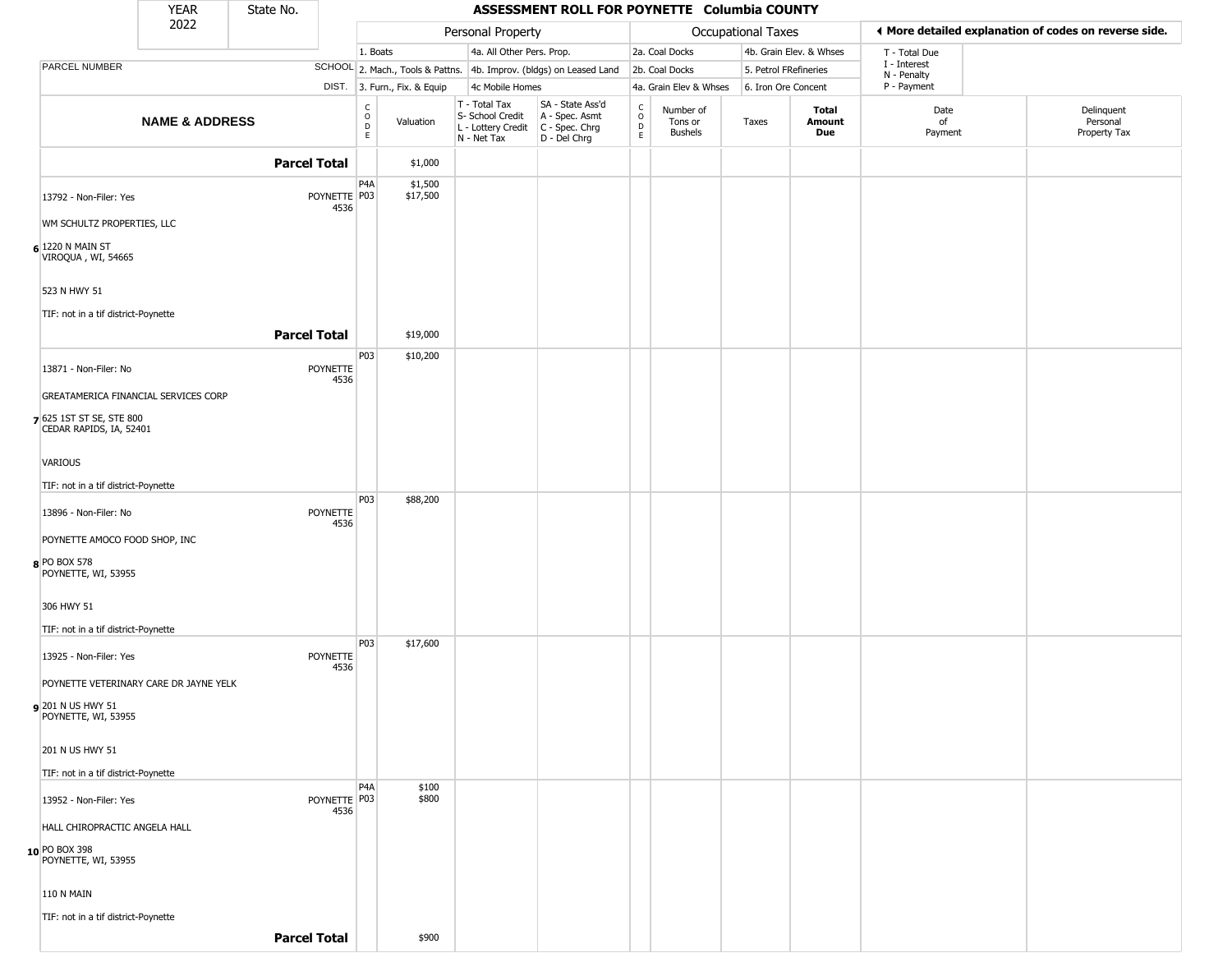| YEAR 2022 | State No. | ASSESSMENT ROLL FOR POYNETTE Columbia COUNTY | | | | | | | | | | |
|---|---|---|---|---|---|---|---|---|---|---|---|---|

| PARCEL NUMBER / NAME & ADDRESS | SCHOOL DIST. | CODE | Valuation | T - Total Tax / S- School Credit / L - Lottery Credit / N - Net Tax | SA - State Ass'd / A - Spec. Asmt / C - Spec. Chrg / D - Del Chrg | CODE | Number of Tons or Bushels | Taxes | Total Amount Due | Date of Payment | Delinquent Personal Property Tax |
|---|---|---|---|---|---|---|---|---|---|---|---|
| **Parcel Total** | | | $1,000 | | | | | | | | |
| 13792 - Non-Filer: Yes<br>WM SCHULTZ PROPERTIES, LLC<br>6 1220 N MAIN ST<br>VIROQUA , WI, 54665<br>523 N HWY 51<br>TIF: not in a tif district-Poynette | POYNETTE 4536 | P4A<br>P03 | $1,500<br>$17,500 | | | | | | | | |
| **Parcel Total** | | | $19,000 | | | | | | | | |
| 13871 - Non-Filer: No<br>GREATAMERICA FINANCIAL SERVICES CORP<br>7 625 1ST ST SE, STE 800<br>CEDAR RAPIDS, IA, 52401<br>VARIOUS<br>TIF: not in a tif district-Poynette | POYNETTE 4536 | P03 | $10,200 | | | | | | | | |
| 13896 - Non-Filer: No<br>POYNETTE AMOCO FOOD SHOP, INC<br>8 PO BOX 578<br>POYNETTE, WI, 53955<br>306 HWY 51<br>TIF: not in a tif district-Poynette | POYNETTE 4536 | P03 | $88,200 | | | | | | | | |
| 13925 - Non-Filer: Yes<br>POYNETTE VETERINARY CARE DR JAYNE YELK<br>9 201 N US HWY 51<br>POYNETTE, WI, 53955<br>201 N US HWY 51<br>TIF: not in a tif district-Poynette | POYNETTE 4536 | P03 | $17,600 | | | | | | | | |
| 13952 - Non-Filer: Yes<br>HALL CHIROPRACTIC ANGELA HALL<br>10 PO BOX 398<br>POYNETTE, WI, 53955<br>110 N MAIN<br>TIF: not in a tif district-Poynette | POYNETTE 4536 | P4A<br>P03 | $100<br>$800 | | | | | | | | |
| **Parcel Total** | | | $900 | | | | | | | | |

Personal Property: 1. Boats; 2. Mach., Tools & Pattns.; 3. Furn., Fix. & Equip; 4a. All Other Pers. Prop.; 4b. Improv. (bldgs) on Leased Land; 4c Mobile Homes

Occupational Taxes: 2a. Coal Docks; 2b. Coal Docks; 4a. Grain Elev & Whses; 4b. Grain Elev. & Whses; 5. Petrol FRefineries; 6. Iron Ore Concent

◄ More detailed explanation of codes on reverse side.

T - Total Due; I - Interest; N - Penalty; P - Payment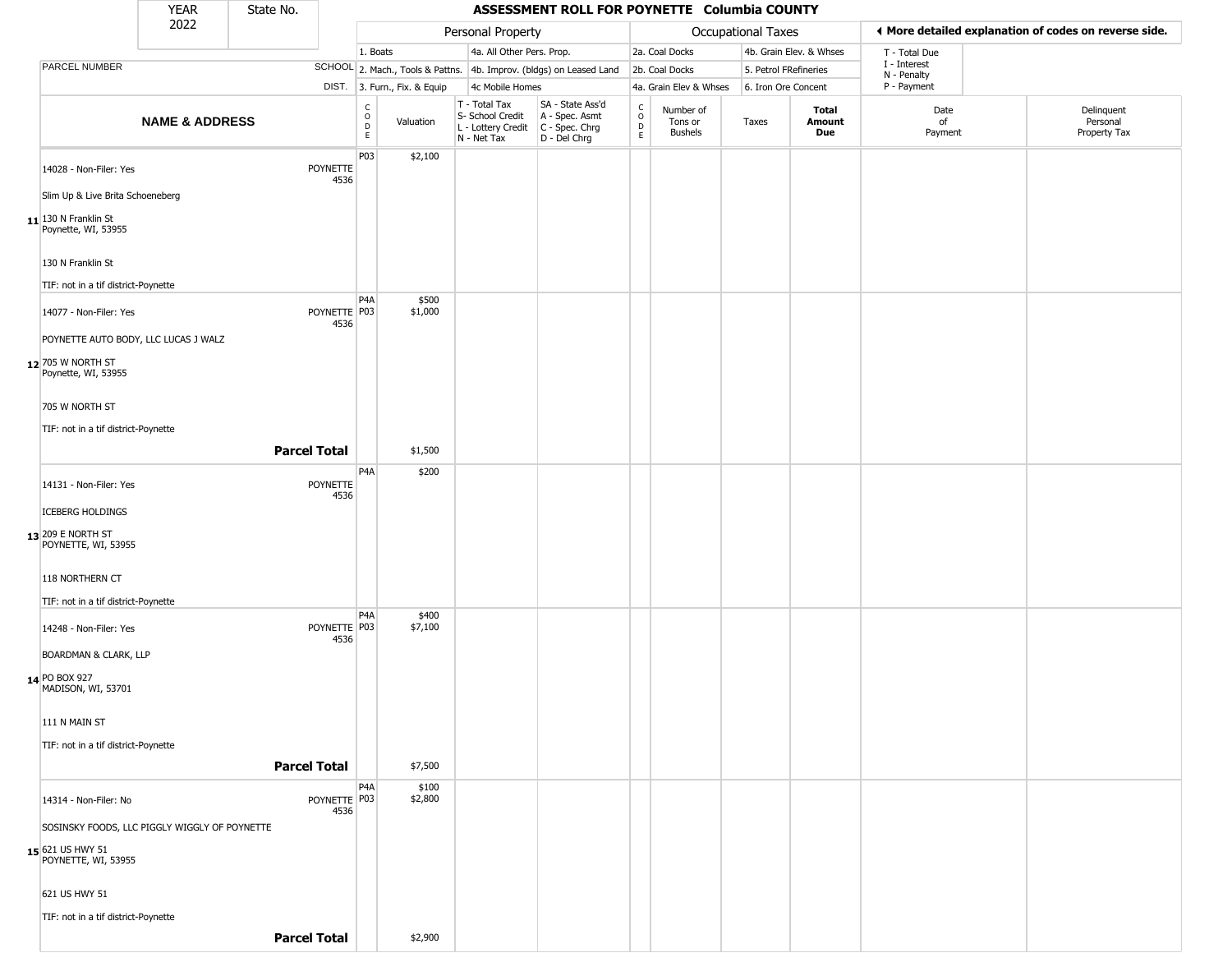| YEAR | State No. |
|---|---|
| 2022 | |

# ASSESSMENT ROLL FOR POYNETTE Columbia COUNTY

| | Personal Property | | Occupational Taxes | | ◄ More detailed explanation of codes on reverse side. |
|---|---|---|---|---|---|
| PARCEL NUMBER / SCHOOL DIST. | 1. Boats | 4a. All Other Pers. Prop. | 2a. Coal Docks | 4b. Grain Elev. & Whses | T - Total Due |
| | 2. Mach., Tools & Pattns. | 4b. Improv. (bldgs) on Leased Land | 2b. Coal Docks | 5. Petrol FRefineries | I - Interest |
| | 3. Furn., Fix. & Equip | 4c Mobile Homes | 4a. Grain Elev & Whses | 6. Iron Ore Concent | N - Penalty |
| | | | | | P - Payment |

| | NAME & ADDRESS | SCHOOL DIST. | CODE | Valuation | T - Total Tax S- School Credit L - Lottery Credit N - Net Tax | SA - State Ass'd A - Spec. Asmt C - Spec. Chrg D - Del Chrg | CODE | Number of Tons or Bushels | Taxes | Total Amount Due | Date of Payment | Delinquent Personal Property Tax |
|---|---|---|---|---|---|---|---|---|---|---|---|---|
| 11 | 14028 - Non-Filer: Yes<br>Slim Up & Live Brita Schoeneberg<br>130 N Franklin St<br>Poynette, WI, 53955<br>130 N Franklin St<br>TIF: not in a tif district-Poynette | POYNETTE 4536 | P03 | $2,100 | | | | | | | | |
| 12 | 14077 - Non-Filer: Yes<br>POYNETTE AUTO BODY, LLC LUCAS J WALZ<br>705 W NORTH ST<br>Poynette, WI, 53955<br>705 W NORTH ST<br>TIF: not in a tif district-Poynette | POYNETTE 4536 | P4A<br>P03 | $500<br>$1,000 | | | | | | | | |
| | **Parcel Total** | | | $1,500 | | | | | | | | |
| 13 | 14131 - Non-Filer: Yes<br>ICEBERG HOLDINGS<br>209 E NORTH ST<br>POYNETTE, WI, 53955<br>118 NORTHERN CT<br>TIF: not in a tif district-Poynette | POYNETTE 4536 | P4A | $200 | | | | | | | | |
| 14 | 14248 - Non-Filer: Yes<br>BOARDMAN & CLARK, LLP<br>PO BOX 927<br>MADISON, WI, 53701<br>111 N MAIN ST<br>TIF: not in a tif district-Poynette | POYNETTE 4536 | P4A<br>P03 | $400<br>$7,100 | | | | | | | | |
| | **Parcel Total** | | | $7,500 | | | | | | | | |
| 15 | 14314 - Non-Filer: No<br>SOSINSKY FOODS, LLC PIGGLY WIGGLY OF POYNETTE<br>621 US HWY 51<br>POYNETTE, WI, 53955<br>621 US HWY 51<br>TIF: not in a tif district-Poynette | POYNETTE 4536 | P4A<br>P03 | $100<br>$2,800 | | | | | | | | |
| | **Parcel Total** | | | $2,900 | | | | | | | | |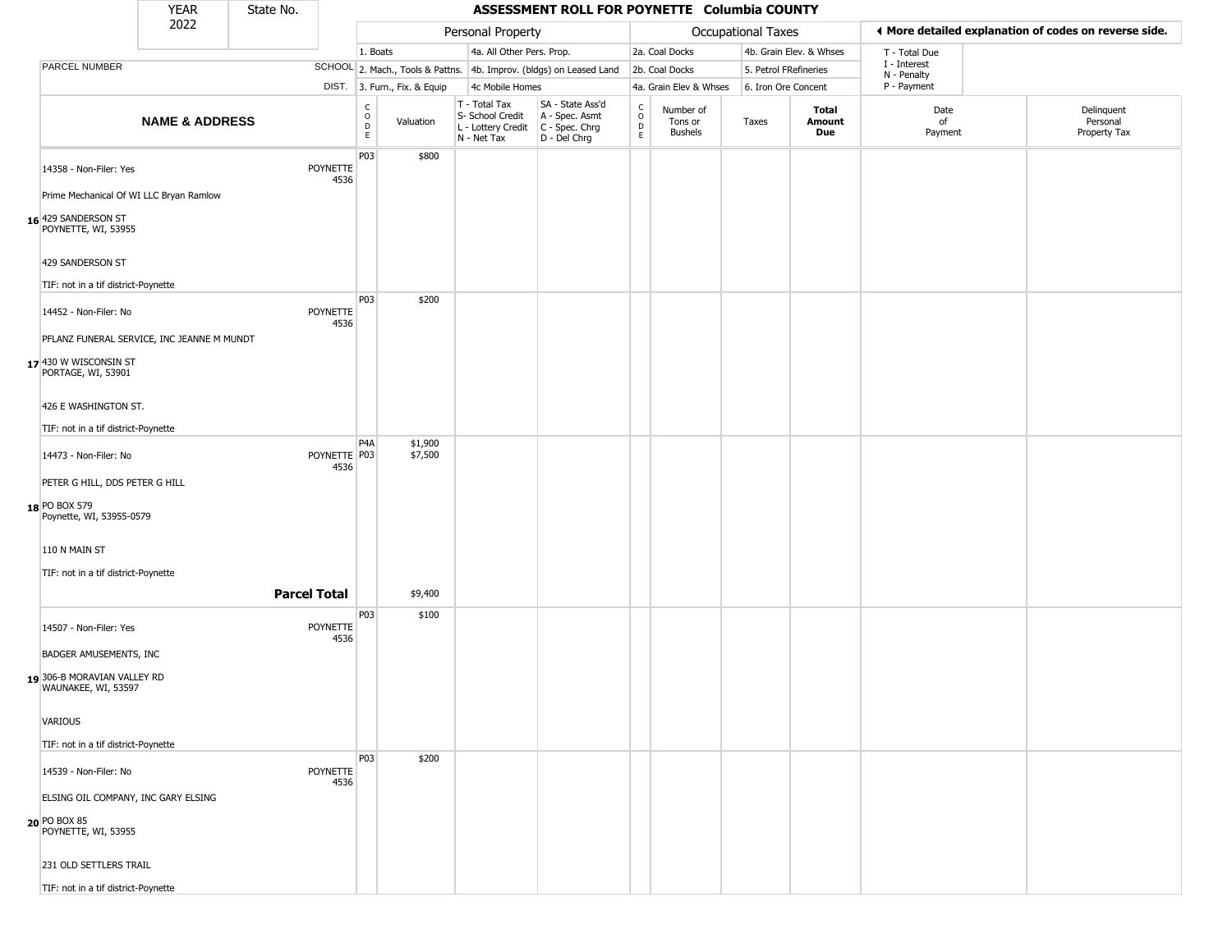| YEAR 2022 | State No. | | ASSESSMENT ROLL FOR POYNETTE Columbia COUNTY | | | | | | | | | | |
|---|---|---|---|---|---|---|---|---|---|---|---|---|---|
| | | | Personal Property | | | | Occupational Taxes | | | | ◂ More detailed explanation of codes on reverse side. | | |
| | | | 1. Boats | | 4a. All Other Pers. Prop. | | 2a. Coal Docks | | 4b. Grain Elev. & Whses | | T - Total Due | | |
| PARCEL NUMBER | SCHOOL | | 2. Mach., Tools & Pattns. | | 4b. Improv. (bldgs) on Leased Land | | 2b. Coal Docks | | 5. Petrol FRefineries | | I - Interest, N - Penalty | | |
| | DIST. | | 3. Furn., Fix. & Equip | | 4c Mobile Homes | | 4a. Grain Elev & Whses | | 6. Iron Ore Concent | | P - Payment | | |
| NAME & ADDRESS | | CODE | Valuation | T - Total Tax, S- School Credit, L - Lottery Credit, N - Net Tax | SA - State Ass'd, A - Spec. Asmt, C - Spec. Chrg, D - Del Chrg | CODE | Number of Tons or Bushels | Taxes | Total Amount Due | Date of Payment | Delinquent Personal Property Tax | | |
| 16 14358 - Non-Filer: Yes<br>Prime Mechanical Of WI LLC Bryan Ramlow<br>429 SANDERSON ST<br>POYNETTE, WI, 53955<br><br>429 SANDERSON ST<br><br>TIF: not in a tif district-Poynette | POYNETTE 4536 | P03 | $800 | | | | | | | | | | |
| 17 14452 - Non-Filer: No<br>PFLANZ FUNERAL SERVICE, INC JEANNE M MUNDT<br>430 W WISCONSIN ST<br>PORTAGE, WI, 53901<br><br>426 E WASHINGTON ST.<br><br>TIF: not in a tif district-Poynette | POYNETTE 4536 | P03 | $200 | | | | | | | | | | |
| 18 14473 - Non-Filer: No<br>PETER G HILL, DDS PETER G HILL<br>PO BOX 579<br>Poynette, WI, 53955-0579<br><br>110 N MAIN ST<br><br>TIF: not in a tif district-Poynette | POYNETTE 4536 | P4A<br>P03 | $1,900<br>$7,500 | | | | | | | | | | |
| | **Parcel Total** | | $9,400 | | | | | | | | | | |
| 19 14507 - Non-Filer: Yes<br>BADGER AMUSEMENTS, INC<br>306-B MORAVIAN VALLEY RD<br>WAUNAKEE, WI, 53597<br><br>VARIOUS<br><br>TIF: not in a tif district-Poynette | POYNETTE 4536 | P03 | $100 | | | | | | | | | | |
| 20 14539 - Non-Filer: No<br>ELSING OIL COMPANY, INC GARY ELSING<br>PO BOX 85<br>POYNETTE, WI, 53955<br><br>231 OLD SETTLERS TRAIL<br><br>TIF: not in a tif district-Poynette | POYNETTE 4536 | P03 | $200 | | | | | | | | | | |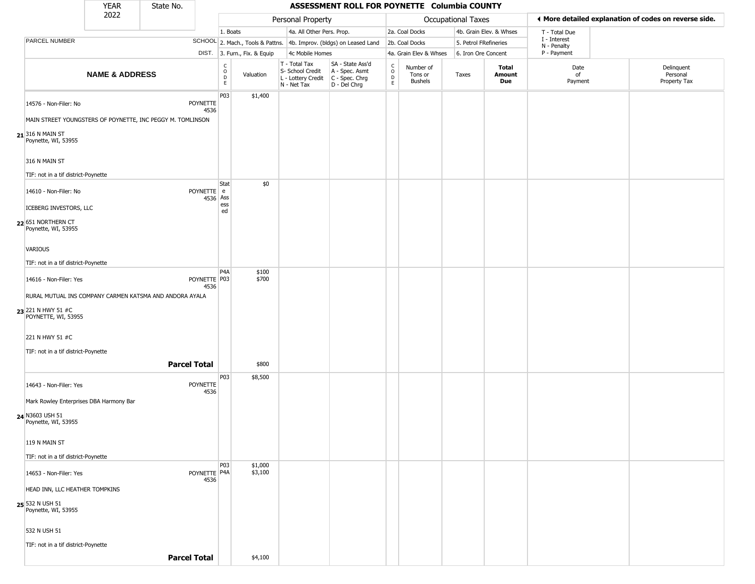| YEAR 2022 | State No. | **ASSESSMENT ROLL FOR POYNETTE Columbia COUNTY** | | | | | | | | | |
|---|---|---|---|---|---|---|---|---|---|---|---|

| | | Personal Property | | | | Occupational Taxes | | | | ◀ More detailed explanation of codes on reverse side. | |
|---|---|---|---|---|---|---|---|---|---|---|---|
| PARCEL NUMBER | SCHOOL DIST. | 1. Boats / 2. Mach., Tools & Pattns. / 3. Furn., Fix. & Equip | | 4a. All Other Pers. Prop. / 4b. Improv. (bldgs) on Leased Land / 4c Mobile Homes | | 2a. Coal Docks / 2b. Coal Docks / 4a. Grain Elev & Whses | | 4b. Grain Elev. & Whses / 5. Petrol FRefineries / 6. Iron Ore Concent | | T - Total Due / I - Interest / N - Penalty / P - Payment | |
| **NAME & ADDRESS** | | CODE | Valuation | T - Total Tax / S- School Credit / L - Lottery Credit / N - Net Tax | SA - State Ass'd / A - Spec. Asmt / C - Spec. Chrg / D - Del Chrg | CODE | Number of Tons or Bushels | Taxes | **Total Amount Due** | Date of Payment | Delinquent Personal Property Tax |
| **21** 14576 - Non-Filer: No<br>MAIN STREET YOUNGSTERS OF POYNETTE, INC PEGGY M. TOMLINSON<br>316 N MAIN ST<br>Poynette, WI, 53955<br>316 N MAIN ST<br>TIF: not in a tif district-Poynette | POYNETTE 4536 | P03 | $1,400 | | | | | | | | |
| **22** 14610 - Non-Filer: No<br>ICEBERG INVESTORS, LLC<br>651 NORTHERN CT<br>Poynette, WI, 53955<br>VARIOUS<br>TIF: not in a tif district-Poynette | POYNETTE 4536 | State Assessed | $0 | | | | | | | | |
| **23** 14616 - Non-Filer: Yes<br>RURAL MUTUAL INS COMPANY CARMEN KATSMA AND ANDORA AYALA<br>221 N HWY 51 #C<br>POYNETTE, WI, 53955<br>221 N HWY 51 #C<br>TIF: not in a tif district-Poynette | POYNETTE 4536 | P4A<br>P03 | $100<br>$700 | | | | | | | | |
| **Parcel Total** | | | $800 | | | | | | | | |
| **24** 14643 - Non-Filer: Yes<br>Mark Rowley Enterprises DBA Harmony Bar<br>N3603 USH 51<br>Poynette, WI, 53955<br>119 N MAIN ST<br>TIF: not in a tif district-Poynette | POYNETTE 4536 | P03 | $8,500 | | | | | | | | |
| **25** 14653 - Non-Filer: Yes<br>HEAD INN, LLC HEATHER TOMPKINS<br>532 N USH 51<br>Poynette, WI, 53955<br>532 N USH 51<br>TIF: not in a tif district-Poynette | POYNETTE 4536 | P03<br>P4A | $1,000<br>$3,100 | | | | | | | | |
| **Parcel Total** | | | $4,100 | | | | | | | | |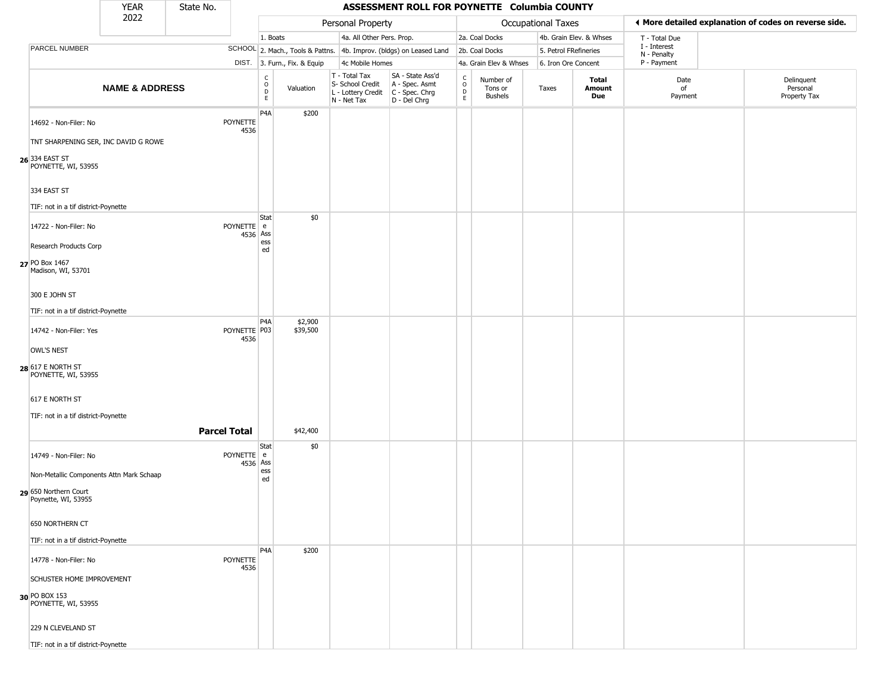| YEAR 2022 | State No. | ASSESSMENT ROLL FOR POYNETTE Columbia COUNTY |
|---|---|---|

| | | Personal Property | | | | Occupational Taxes | | | | ◂ More detailed explanation of codes on reverse side. | |
|---|---|---|---|---|---|---|---|---|---|---|---|
| | | 1. Boats | | 4a. All Other Pers. Prop. | | 2a. Coal Docks | | 4b. Grain Elev. & Whses | | T - Total Due<br>I - Interest<br>N - Penalty<br>P - Payment | |
| PARCEL NUMBER | SCHOOL | 2. Mach., Tools & Pattns. | | 4b. Improv. (bldgs) on Leased Land | | 2b. Coal Docks | | 5. Petrol FRefineries | | | |
| | DIST. | 3. Furn., Fix. & Equip | | 4c Mobile Homes | | 4a. Grain Elev & Whses | | 6. Iron Ore Concent | | | |
| **NAME & ADDRESS** | | CODE | Valuation | T - Total Tax<br>S- School Credit<br>L - Lottery Credit<br>N - Net Tax | SA - State Ass'd<br>A - Spec. Asmt<br>C - Spec. Chrg<br>D - Del Chrg | CODE | Number of Tons or Bushels | Taxes | **Total Amount Due** | Date of Payment | Delinquent Personal Property Tax |
| 26 14692 - Non-Filer: No<br>TNT SHARPENING SER, INC DAVID G ROWE<br>334 EAST ST<br>POYNETTE, WI, 53955<br>334 EAST ST<br>TIF: not in a tif district-Poynette | POYNETTE 4536 | P4A | $200 | | | | | | | | |
| 27 14722 - Non-Filer: No<br>Research Products Corp<br>PO Box 1467<br>Madison, WI, 53701<br>300 E JOHN ST<br>TIF: not in a tif district-Poynette | POYNETTE 4536 | State Assessed | $0 | | | | | | | | |
| 28 14742 - Non-Filer: Yes<br>OWL'S NEST<br>617 E NORTH ST<br>POYNETTE, WI, 53955<br>617 E NORTH ST<br>TIF: not in a tif district-Poynette | POYNETTE 4536 | P4A<br>P03 | $2,900<br>$39,500 | | | | | | | | |
| **Parcel Total** | | | $42,400 | | | | | | | | |
| 29 14749 - Non-Filer: No<br>Non-Metallic Components Attn Mark Schaap<br>650 Northern Court<br>Poynette, WI, 53955<br>650 NORTHERN CT<br>TIF: not in a tif district-Poynette | POYNETTE 4536 | State Assessed | $0 | | | | | | | | |
| 30 14778 - Non-Filer: No<br>SCHUSTER HOME IMPROVEMENT<br>PO BOX 153<br>POYNETTE, WI, 53955<br>229 N CLEVELAND ST<br>TIF: not in a tif district-Poynette | POYNETTE 4536 | P4A | $200 | | | | | | | | |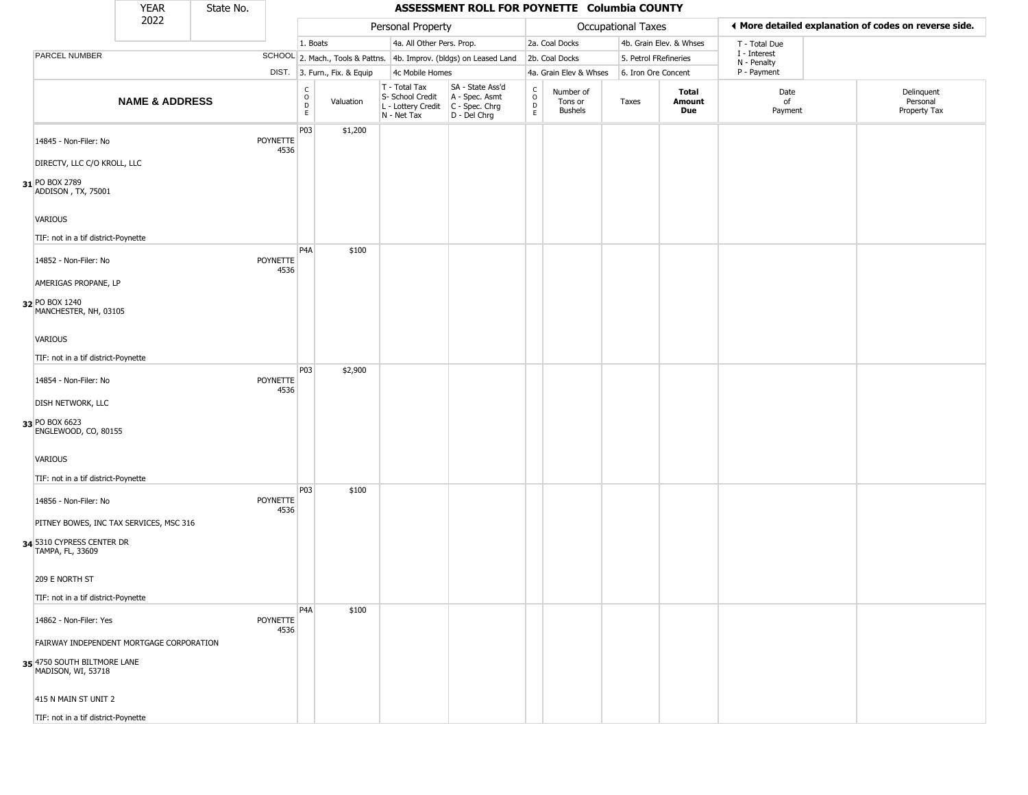| YEAR | State No. |
|---|---|
| 2022 | |

# ASSESSMENT ROLL FOR POYNETTE Columbia COUNTY

| | | Personal Property | | | | Occupational Taxes | | | | ◂ More detailed explanation of codes on reverse side. | |
|---|---|---|---|---|---|---|---|---|---|---|---|
| PARCEL NUMBER | SCHOOL DIST. | 1. Boats<br>2. Mach., Tools & Pattns.<br>3. Furn., Fix. & Equip | | 4a. All Other Pers. Prop.<br>4b. Improv. (bldgs) on Leased Land<br>4c Mobile Homes | | 2a. Coal Docks<br>2b. Coal Docks<br>4a. Grain Elev & Whses | | 4b. Grain Elev. & Whses<br>5. Petrol FRefineries<br>6. Iron Ore Concent | | T - Total Due<br>I - Interest<br>N - Penalty<br>P - Payment | |
| **NAME & ADDRESS** | | CODE | Valuation | T - Total Tax<br>S- School Credit<br>L - Lottery Credit<br>N - Net Tax | SA - State Ass'd<br>A - Spec. Asmt<br>C - Spec. Chrg<br>D - Del Chrg | CODE | Number of Tons or Bushels | Taxes | **Total Amount Due** | Date of Payment | Delinquent Personal Property Tax |
| 31 14845 - Non-Filer: No<br>DIRECTV, LLC C/O KROLL, LLC<br>PO BOX 2789<br>ADDISON , TX, 75001<br>VARIOUS<br>TIF: not in a tif district-Poynette | POYNETTE 4536 | P03 | $1,200 | | | | | | | | |
| 32 14852 - Non-Filer: No<br>AMERIGAS PROPANE, LP<br>PO BOX 1240<br>MANCHESTER, NH, 03105<br>VARIOUS<br>TIF: not in a tif district-Poynette | POYNETTE 4536 | P4A | $100 | | | | | | | | |
| 33 14854 - Non-Filer: No<br>DISH NETWORK, LLC<br>PO BOX 6623<br>ENGLEWOOD, CO, 80155<br>VARIOUS<br>TIF: not in a tif district-Poynette | POYNETTE 4536 | P03 | $2,900 | | | | | | | | |
| 34 14856 - Non-Filer: No<br>PITNEY BOWES, INC TAX SERVICES, MSC 316<br>5310 CYPRESS CENTER DR<br>TAMPA, FL, 33609<br>209 E NORTH ST<br>TIF: not in a tif district-Poynette | POYNETTE 4536 | P03 | $100 | | | | | | | | |
| 35 14862 - Non-Filer: Yes<br>FAIRWAY INDEPENDENT MORTGAGE CORPORATION<br>4750 SOUTH BILTMORE LANE<br>MADISON, WI, 53718<br>415 N MAIN ST UNIT 2<br>TIF: not in a tif district-Poynette | POYNETTE 4536 | P4A | $100 | | | | | | | | |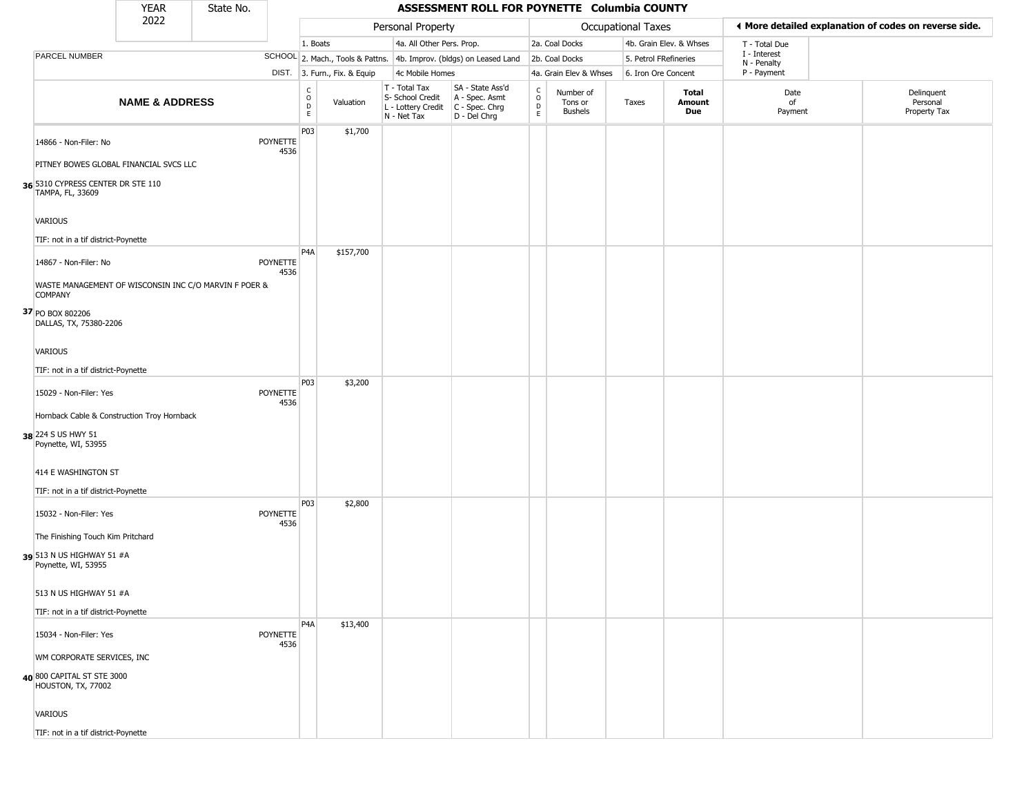| YEAR | State No. | | |
|---|---|---|---|
| 2022 | | | |

# ASSESSMENT ROLL FOR POYNETTE Columbia COUNTY

◄ More detailed explanation of codes on reverse side.

| | | Personal Property | | | | Occupational Taxes | | | | | |
|---|---|---|---|---|---|---|---|---|---|---|---|
| | | 1. Boats | | 4a. All Other Pers. Prop. | | 2a. Coal Docks | | 4b. Grain Elev. & Whses | | T - Total Due | |
| PARCEL NUMBER | SCHOOL | 2. Mach., Tools & Pattns. | | 4b. Improv. (bldgs) on Leased Land | | 2b. Coal Docks | | 5. Petrol FRefineries | | I - Interest<br>N - Penalty | |
| | DIST. | 3. Furn., Fix. & Equip | | 4c Mobile Homes | | 4a. Grain Elev & Whses | | 6. Iron Ore Concent | | P - Payment | |
| **NAME & ADDRESS** | | CODE | Valuation | T - Total Tax<br>S- School Credit<br>L - Lottery Credit<br>N - Net Tax | SA - State Ass'd<br>A - Spec. Asmt<br>C - Spec. Chrg<br>D - Del Chrg | CODE | Number of Tons or Bushels | Taxes | **Total Amount Due** | Date of Payment | Delinquent Personal Property Tax |
| **36** 14866 - Non-Filer: No<br>PITNEY BOWES GLOBAL FINANCIAL SVCS LLC<br>5310 CYPRESS CENTER DR STE 110<br>TAMPA, FL, 33609<br>VARIOUS<br>TIF: not in a tif district-Poynette | POYNETTE 4536 | P03 | $1,700 | | | | | | | | |
| **37** 14867 - Non-Filer: No<br>WASTE MANAGEMENT OF WISCONSIN INC C/O MARVIN F POER & COMPANY<br>PO BOX 802206<br>DALLAS, TX, 75380-2206<br>VARIOUS<br>TIF: not in a tif district-Poynette | POYNETTE 4536 | P4A | $157,700 | | | | | | | | |
| **38** 15029 - Non-Filer: Yes<br>Hornback Cable & Construction Troy Hornback<br>224 S US HWY 51<br>Poynette, WI, 53955<br>414 E WASHINGTON ST<br>TIF: not in a tif district-Poynette | POYNETTE 4536 | P03 | $3,200 | | | | | | | | |
| **39** 15032 - Non-Filer: Yes<br>The Finishing Touch Kim Pritchard<br>513 N US HIGHWAY 51 #A<br>Poynette, WI, 53955<br>513 N US HIGHWAY 51 #A<br>TIF: not in a tif district-Poynette | POYNETTE 4536 | P03 | $2,800 | | | | | | | | |
| **40** 15034 - Non-Filer: Yes<br>WM CORPORATE SERVICES, INC<br>800 CAPITAL ST STE 3000<br>HOUSTON, TX, 77002<br>VARIOUS<br>TIF: not in a tif district-Poynette | POYNETTE 4536 | P4A | $13,400 | | | | | | | | |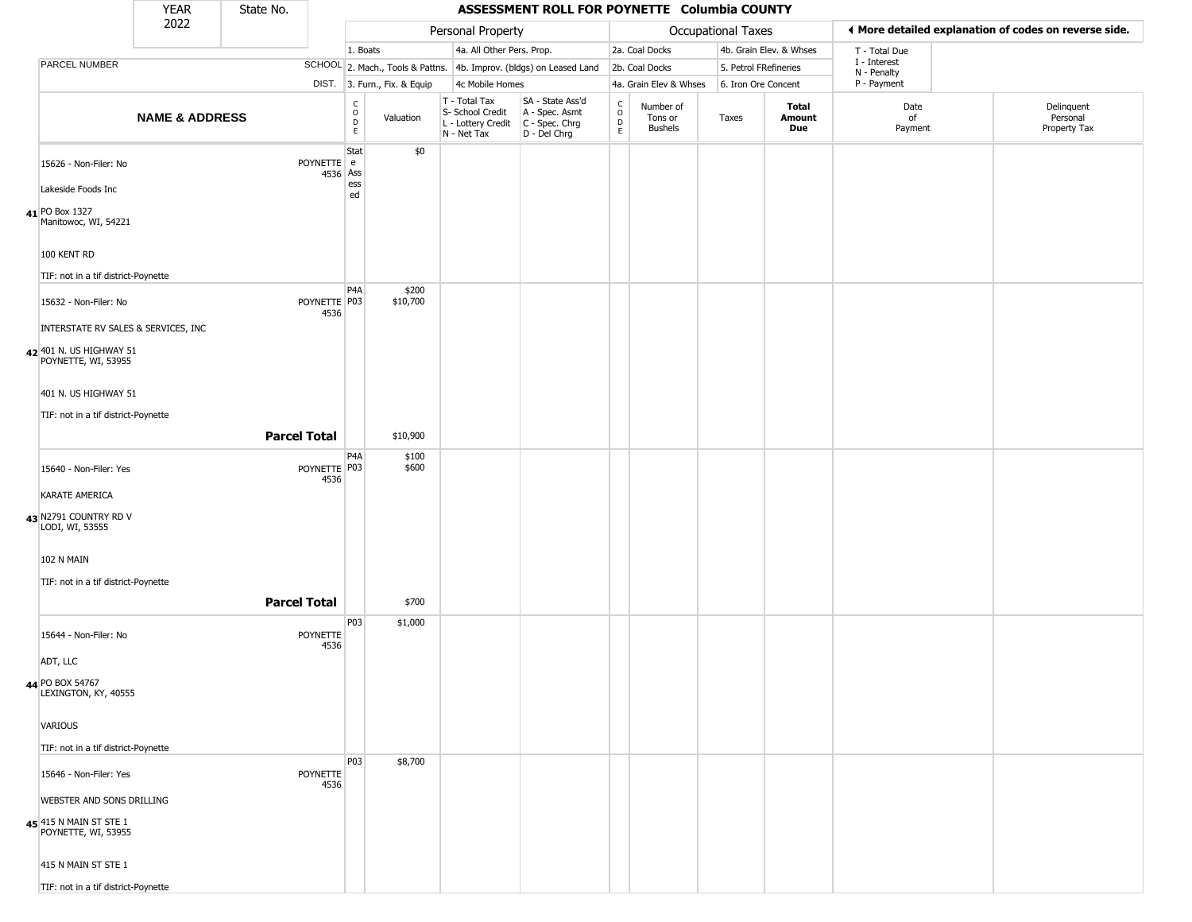| YEAR | State No. | ASSESSMENT ROLL FOR POYNETTE Columbia COUNTY |
|---|---|---|
| 2022 | | |

| | | Personal Property | | | | Occupational Taxes | | | | ◄ More detailed explanation of codes on reverse side. | |
|---|---|---|---|---|---|---|---|---|---|---|---|
| PARCEL NUMBER | SCHOOL DIST. | 1. Boats<br>2. Mach., Tools & Pattns.<br>3. Furn., Fix. & Equip | | 4a. All Other Pers. Prop.<br>4b. Improv. (bldgs) on Leased Land<br>4c Mobile Homes | | 2a. Coal Docks<br>2b. Coal Docks<br>4a. Grain Elev & Whses | | 4b. Grain Elev. & Whses<br>5. Petrol FRefineries<br>6. Iron Ore Concent | | T - Total Due<br>I - Interest<br>N - Penalty<br>P - Payment | |
| **NAME & ADDRESS** | | CODE | Valuation | T - Total Tax<br>S- School Credit<br>L - Lottery Credit<br>N - Net Tax | SA - State Ass'd<br>A - Spec. Asmt<br>C - Spec. Chrg<br>D - Del Chrg | CODE | Number of Tons or Bushels | Taxes | **Total Amount Due** | Date of Payment | Delinquent Personal Property Tax |
| **41** 15626 - Non-Filer: No<br>Lakeside Foods Inc<br>PO Box 1327<br>Manitowoc, WI, 54221<br>100 KENT RD<br>TIF: not in a tif district-Poynette | POYNETTE 4536 | State Assessed | $0 | | | | | | | | |
| **42** 15632 - Non-Filer: No<br>INTERSTATE RV SALES & SERVICES, INC<br>401 N. US HIGHWAY 51<br>POYNETTE, WI, 53955<br>401 N. US HIGHWAY 51<br>TIF: not in a tif district-Poynette | POYNETTE 4536 | P4A<br>P03 | $200<br>$10,700 | | | | | | | | |
| **Parcel Total** | | | $10,900 | | | | | | | | |
| **43** 15640 - Non-Filer: Yes<br>KARATE AMERICA<br>N2791 COUNTRY RD V<br>LODI, WI, 53555<br>102 N MAIN<br>TIF: not in a tif district-Poynette | POYNETTE 4536 | P4A<br>P03 | $100<br>$600 | | | | | | | | |
| **Parcel Total** | | | $700 | | | | | | | | |
| **44** 15644 - Non-Filer: No<br>ADT, LLC<br>PO BOX 54767<br>LEXINGTON, KY, 40555<br>VARIOUS<br>TIF: not in a tif district-Poynette | POYNETTE 4536 | P03 | $1,000 | | | | | | | | |
| **45** 15646 - Non-Filer: Yes<br>WEBSTER AND SONS DRILLING<br>415 N MAIN ST STE 1<br>POYNETTE, WI, 53955<br>415 N MAIN ST STE 1<br>TIF: not in a tif district-Poynette | POYNETTE 4536 | P03 | $8,700 | | | | | | | | |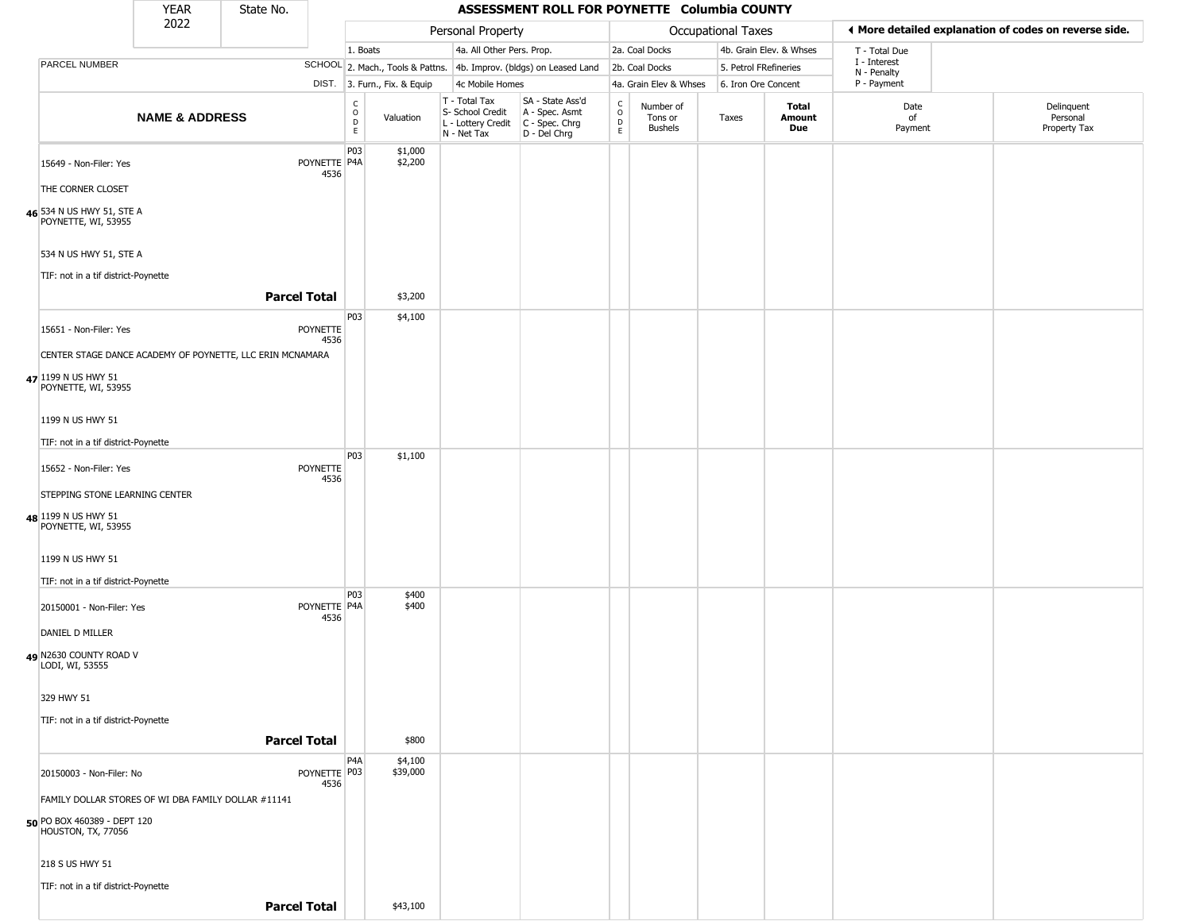| YEAR 2022 | State No. |
|---|---|

# ASSESSMENT ROLL FOR POYNETTE Columbia COUNTY

| | | Personal Property | | | | Occupational Taxes | | | | ◄ More detailed explanation of codes on reverse side. | |
|---|---|---|---|---|---|---|---|---|---|---|---|
| PARCEL NUMBER | SCHOOL DIST. | 1. Boats<br>2. Mach., Tools & Pattns.<br>3. Furn., Fix. & Equip | | 4a. All Other Pers. Prop.<br>4b. Improv. (bldgs) on Leased Land<br>4c Mobile Homes | | 2a. Coal Docks<br>2b. Coal Docks<br>4a. Grain Elev & Whses | | 4b. Grain Elev. & Whses<br>5. Petrol FRefineries<br>6. Iron Ore Concent | | T - Total Due<br>I - Interest<br>N - Penalty<br>P - Payment | |
| **NAME & ADDRESS** | | CODE | Valuation | T - Total Tax<br>S- School Credit<br>L - Lottery Credit<br>N - Net Tax | SA - State Ass'd<br>A - Spec. Asmt<br>C - Spec. Chrg<br>D - Del Chrg | CODE | Number of Tons or Bushels | Taxes | **Total Amount Due** | Date of Payment | Delinquent Personal Property Tax |
| **46** 15649 - Non-Filer: Yes<br>THE CORNER CLOSET<br>534 N US HWY 51, STE A<br>POYNETTE, WI, 53955<br><br>534 N US HWY 51, STE A<br>TIF: not in a tif district-Poynette | POYNETTE 4536 | P03<br>P4A | $1,000<br>$2,200 | | | | | | | | |
| **Parcel Total** | | | $3,200 | | | | | | | | |
| **47** 15651 - Non-Filer: Yes<br>CENTER STAGE DANCE ACADEMY OF POYNETTE, LLC ERIN MCNAMARA<br>1199 N US HWY 51<br>POYNETTE, WI, 53955<br><br>1199 N US HWY 51<br>TIF: not in a tif district-Poynette | POYNETTE 4536 | P03 | $4,100 | | | | | | | | |
| **48** 15652 - Non-Filer: Yes<br>STEPPING STONE LEARNING CENTER<br>1199 N US HWY 51<br>POYNETTE, WI, 53955<br><br>1199 N US HWY 51<br>TIF: not in a tif district-Poynette | POYNETTE 4536 | P03 | $1,100 | | | | | | | | |
| **49** 20150001 - Non-Filer: Yes<br>DANIEL D MILLER<br>N2630 COUNTY ROAD V<br>LODI, WI, 53555<br><br>329 HWY 51<br>TIF: not in a tif district-Poynette | POYNETTE 4536 | P03<br>P4A | $400<br>$400 | | | | | | | | |
| **Parcel Total** | | | $800 | | | | | | | | |
| **50** 20150003 - Non-Filer: No<br>FAMILY DOLLAR STORES OF WI DBA FAMILY DOLLAR #11141<br>PO BOX 460389 - DEPT 120<br>HOUSTON, TX, 77056<br><br>218 S US HWY 51<br>TIF: not in a tif district-Poynette | POYNETTE 4536 | P4A<br>P03 | $4,100<br>$39,000 | | | | | | | | |
| **Parcel Total** | | | $43,100 | | | | | | | | |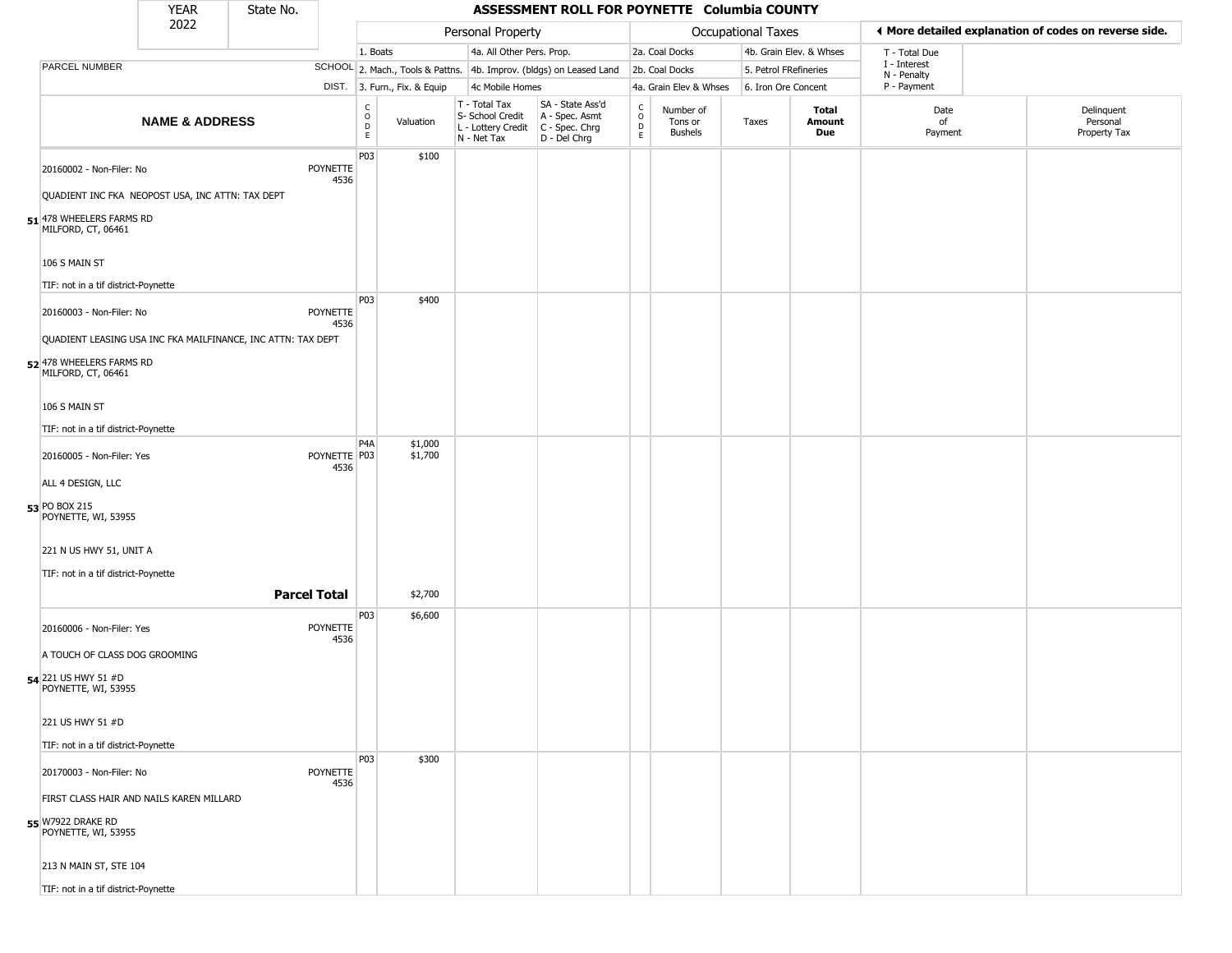| YEAR 2022 | State No. |
|---|---|

# ASSESSMENT ROLL FOR POYNETTE Columbia COUNTY

| | | Personal Property | | | | Occupational Taxes | | | | ◀ More detailed explanation of codes on reverse side. | |
|---|---|---|---|---|---|---|---|---|---|---|---|
| PARCEL NUMBER | SCHOOL DIST. | 1. Boats<br>2. Mach., Tools & Pattns.<br>3. Furn., Fix. & Equip | | 4a. All Other Pers. Prop.<br>4b. Improv. (bldgs) on Leased Land<br>4c Mobile Homes | | 2a. Coal Docks<br>2b. Coal Docks<br>4a. Grain Elev & Whses | | 4b. Grain Elev. & Whses<br>5. Petrol FRefineries<br>6. Iron Ore Concent | | T - Total Due<br>I - Interest<br>N - Penalty<br>P - Payment | |
| **NAME & ADDRESS** | | CODE | Valuation | T - Total Tax<br>S- School Credit<br>L - Lottery Credit<br>N - Net Tax | SA - State Ass'd<br>A - Spec. Asmt<br>C - Spec. Chrg<br>D - Del Chrg | CODE | Number of Tons or Bushels | Taxes | **Total Amount Due** | Date of Payment | Delinquent Personal Property Tax |
| 51 20160002 - Non-Filer: No<br>QUADIENT INC FKA NEOPOST USA, INC ATTN: TAX DEPT<br>478 WHEELERS FARMS RD<br>MILFORD, CT, 06461<br>106 S MAIN ST<br>TIF: not in a tif district-Poynette | POYNETTE 4536 | P03 | $100 | | | | | | | | |
| 52 20160003 - Non-Filer: No<br>QUADIENT LEASING USA INC FKA MAILFINANCE, INC ATTN: TAX DEPT<br>478 WHEELERS FARMS RD<br>MILFORD, CT, 06461<br>106 S MAIN ST<br>TIF: not in a tif district-Poynette | POYNETTE 4536 | P03 | $400 | | | | | | | | |
| 53 20160005 - Non-Filer: Yes<br>ALL 4 DESIGN, LLC<br>PO BOX 215<br>POYNETTE, WI, 53955<br>221 N US HWY 51, UNIT A<br>TIF: not in a tif district-Poynette | POYNETTE 4536 | P4A<br>P03 | $1,000<br>$1,700 | | | | | | | | |
| **Parcel Total** | | | $2,700 | | | | | | | | |
| 54 20160006 - Non-Filer: Yes<br>A TOUCH OF CLASS DOG GROOMING<br>221 US HWY 51 #D<br>POYNETTE, WI, 53955<br>221 US HWY 51 #D<br>TIF: not in a tif district-Poynette | POYNETTE 4536 | P03 | $6,600 | | | | | | | | |
| 55 20170003 - Non-Filer: No<br>FIRST CLASS HAIR AND NAILS KAREN MILLARD<br>W7922 DRAKE RD<br>POYNETTE, WI, 53955<br>213 N MAIN ST, STE 104<br>TIF: not in a tif district-Poynette | POYNETTE 4536 | P03 | $300 | | | | | | | | |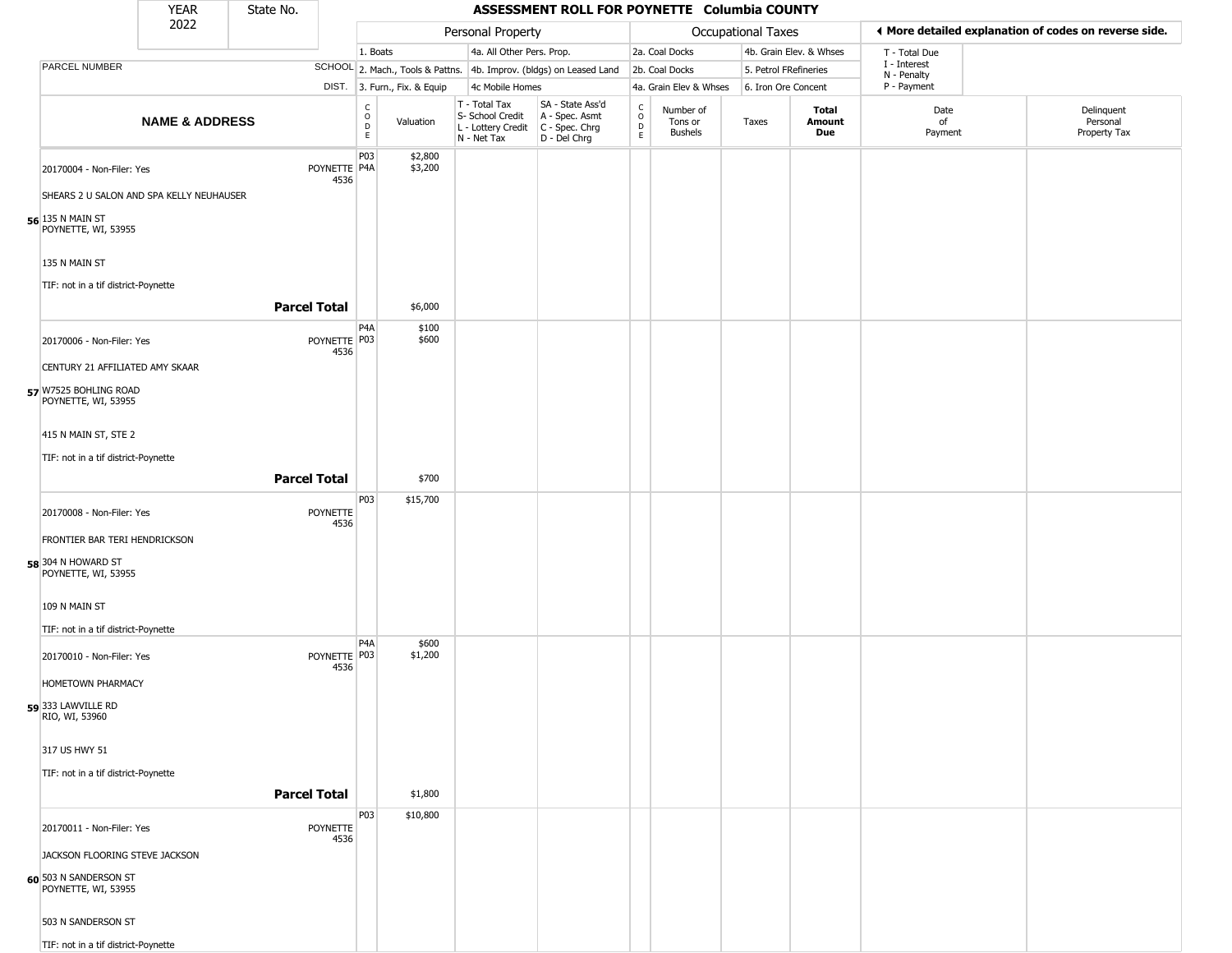# ASSESSMENT ROLL FOR POYNETTE Columbia COUNTY

YEAR 2022 | State No.

| PARCEL NUMBER / NAME & ADDRESS | SCHOOL DIST. | CODE | Valuation | T - Total Tax / S- School Credit / L - Lottery Credit / N - Net Tax | SA - State Ass'd / A - Spec. Asmt / C - Spec. Chrg / D - Del Chrg | CODE | Number of Tons or Bushels | Taxes | Total Amount Due | Date of Payment | Delinquent Personal Property Tax |
|---|---|---|---|---|---|---|---|---|---|---|---|
| | | | **Personal Property** | | | **Occupational Taxes** | | | | ◄ More detailed explanation of codes on reverse side. | |
| | | 1. Boats | | 4a. All Other Pers. Prop. | | 2a. Coal Docks | | 4b. Grain Elev. & Whses | | T - Total Due | |
| | | 2. Mach., Tools & Pattns. | | 4b. Improv. (bldgs) on Leased Land | | 2b. Coal Docks | | 5. Petrol FRefineries | | I - Interest / N - Penalty | |
| | | 3. Furn., Fix. & Equip | | 4c Mobile Homes | | 4a. Grain Elev & Whses | | 6. Iron Ore Concent | | P - Payment | |
| 56 20170004 - Non-Filer: Yes<br>SHEARS 2 U SALON AND SPA KELLY NEUHAUSER<br>135 N MAIN ST<br>POYNETTE, WI, 53955<br>135 N MAIN ST<br>TIF: not in a tif district-Poynette | POYNETTE 4536 | P03<br>P4A | $2,800<br>$3,200 | | | | | | | | |
| **Parcel Total** | | | $6,000 | | | | | | | | |
| 57 20170006 - Non-Filer: Yes<br>CENTURY 21 AFFILIATED AMY SKAAR<br>W7525 BOHLING ROAD<br>POYNETTE, WI, 53955<br>415 N MAIN ST, STE 2<br>TIF: not in a tif district-Poynette | POYNETTE 4536 | P4A<br>P03 | $100<br>$600 | | | | | | | | |
| **Parcel Total** | | | $700 | | | | | | | | |
| 58 20170008 - Non-Filer: Yes<br>FRONTIER BAR TERI HENDRICKSON<br>304 N HOWARD ST<br>POYNETTE, WI, 53955<br>109 N MAIN ST<br>TIF: not in a tif district-Poynette | POYNETTE 4536 | P03 | $15,700 | | | | | | | | |
| 59 20170010 - Non-Filer: Yes<br>HOMETOWN PHARMACY<br>333 LAWVILLE RD<br>RIO, WI, 53960<br>317 US HWY 51<br>TIF: not in a tif district-Poynette | POYNETTE 4536 | P4A<br>P03 | $600<br>$1,200 | | | | | | | | |
| **Parcel Total** | | | $1,800 | | | | | | | | |
| 60 20170011 - Non-Filer: Yes<br>JACKSON FLOORING STEVE JACKSON<br>503 N SANDERSON ST<br>POYNETTE, WI, 53955<br>503 N SANDERSON ST<br>TIF: not in a tif district-Poynette | POYNETTE 4536 | P03 | $10,800 | | | | | | | | |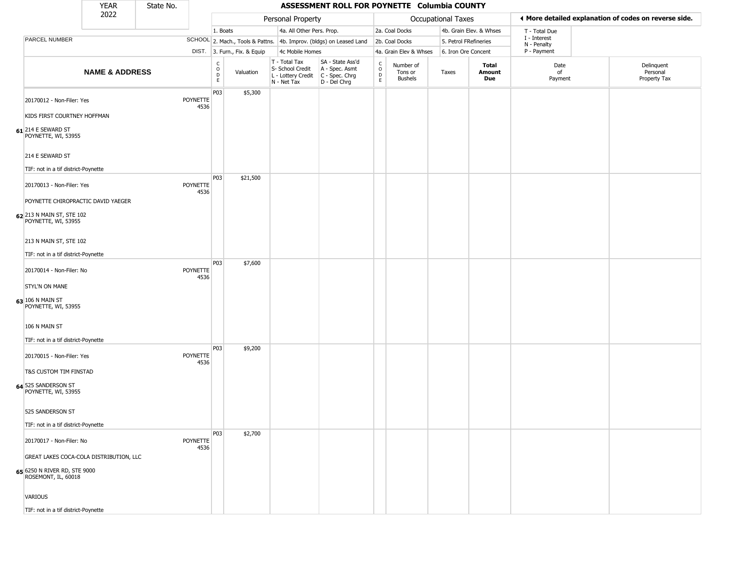| YEAR 2022 | State No. | | ASSESSMENT ROLL FOR POYNETTE Columbia COUNTY | | | | | | | | | | |
|---|---|---|---|---|---|---|---|---|---|---|---|---|---|
| | | | Personal Property | | | | Occupational Taxes | | | | ◄ More detailed explanation of codes on reverse side. | | |
| | | | 1. Boats | | 4a. All Other Pers. Prop. | | 2a. Coal Docks | | 4b. Grain Elev. & Whses | | T - Total Due<br>I - Interest<br>N - Penalty<br>P - Payment | | |
| PARCEL NUMBER | SCHOOL | | 2. Mach., Tools & Pattns. | | 4b. Improv. (bldgs) on Leased Land | | 2b. Coal Docks | | 5. Petrol FRefineries | | | | |
| | DIST. | | 3. Furn., Fix. & Equip | | 4c Mobile Homes | | 4a. Grain Elev & Whses | | 6. Iron Ore Concent | | | | |
| **NAME & ADDRESS** | | CODE | Valuation | T - Total Tax<br>S- School Credit<br>L - Lottery Credit<br>N - Net Tax | SA - State Ass'd<br>A - Spec. Asmt<br>C - Spec. Chrg<br>D - Del Chrg | CODE | Number of Tons or Bushels | Taxes | **Total Amount Due** | Date of Payment | Delinquent Personal Property Tax | | |
| 20170012 - Non-Filer: Yes<br>KIDS FIRST COURTNEY HOFFMAN<br>**61** 214 E SEWARD ST<br>POYNETTE, WI, 53955<br>214 E SEWARD ST<br>TIF: not in a tif district-Poynette | POYNETTE 4536 | P03 | $5,300 | | | | | | | | | | |
| 20170013 - Non-Filer: Yes<br>POYNETTE CHIROPRACTIC DAVID YAEGER<br>**62** 213 N MAIN ST, STE 102<br>POYNETTE, WI, 53955<br>213 N MAIN ST, STE 102<br>TIF: not in a tif district-Poynette | POYNETTE 4536 | P03 | $21,500 | | | | | | | | | | |
| 20170014 - Non-Filer: No<br>STYL'N ON MANE<br>**63** 106 N MAIN ST<br>POYNETTE, WI, 53955<br>106 N MAIN ST<br>TIF: not in a tif district-Poynette | POYNETTE 4536 | P03 | $7,600 | | | | | | | | | | |
| 20170015 - Non-Filer: Yes<br>T&S CUSTOM TIM FINSTAD<br>**64** 525 SANDERSON ST<br>POYNETTE, WI, 53955<br>525 SANDERSON ST<br>TIF: not in a tif district-Poynette | POYNETTE 4536 | P03 | $9,200 | | | | | | | | | | |
| 20170017 - Non-Filer: No<br>GREAT LAKES COCA-COLA DISTRIBUTION, LLC<br>**65** 6250 N RIVER RD, STE 9000<br>ROSEMONT, IL, 60018<br>VARIOUS<br>TIF: not in a tif district-Poynette | POYNETTE 4536 | P03 | $2,700 | | | | | | | | | | |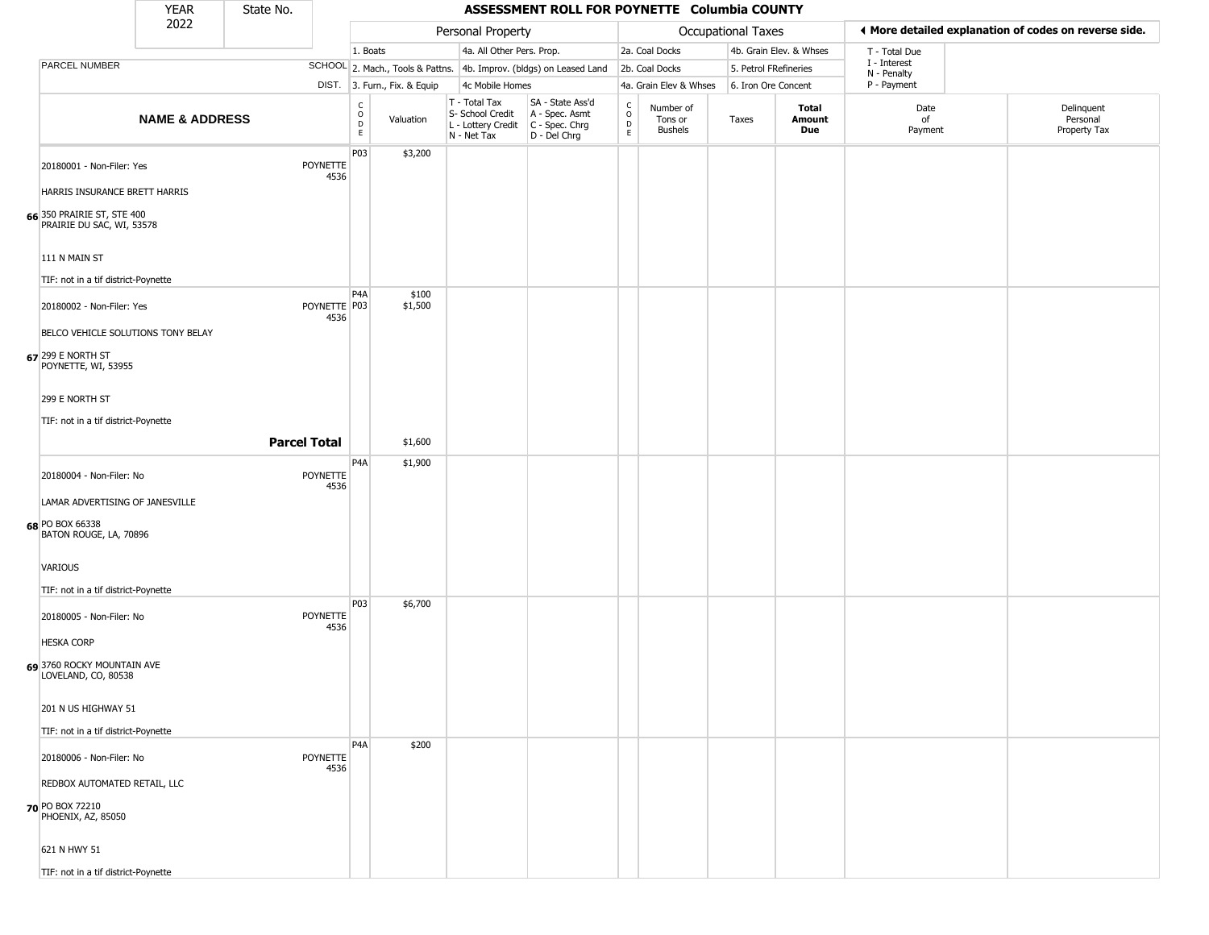| YEAR | State No. |
| --- | --- |
| 2022 | |

# ASSESSMENT ROLL FOR POYNETTE Columbia COUNTY

| | | Personal Property | | | | Occupational Taxes | | | | ◂ More detailed explanation of codes on reverse side. | |
| --- | --- | --- | --- | --- | --- | --- | --- | --- | --- | --- | --- |
| | | 1. Boats | | 4a. All Other Pers. Prop. | | 2a. Coal Docks | | 4b. Grain Elev. & Whses | | T - Total Due | |
| PARCEL NUMBER | SCHOOL | 2. Mach., Tools & Pattns. | | 4b. Improv. (bldgs) on Leased Land | | 2b. Coal Docks | | 5. Petrol FRefineries | | I - Interest N - Penalty | |
| | DIST. | 3. Furn., Fix. & Equip | | 4c Mobile Homes | | 4a. Grain Elev & Whses | | 6. Iron Ore Concent | | P - Payment | |
| **NAME & ADDRESS** | | CODE | Valuation | T - Total Tax S- School Credit L - Lottery Credit N - Net Tax | SA - State Ass'd A - Spec. Asmt C - Spec. Chrg D - Del Chrg | CODE | Number of Tons or Bushels | Taxes | **Total Amount Due** | Date of Payment | Delinquent Personal Property Tax |
| 66 20180001 - Non-Filer: Yes<br>HARRIS INSURANCE BRETT HARRIS<br>350 PRAIRIE ST, STE 400<br>PRAIRIE DU SAC, WI, 53578<br>111 N MAIN ST<br>TIF: not in a tif district-Poynette | POYNETTE 4536 | P03 | $3,200 | | | | | | | | |
| 67 20180002 - Non-Filer: Yes<br>BELCO VEHICLE SOLUTIONS TONY BELAY<br>299 E NORTH ST<br>POYNETTE, WI, 53955<br>299 E NORTH ST<br>TIF: not in a tif district-Poynette | POYNETTE 4536 | P4A<br>P03 | $100<br>$1,500 | | | | | | | | |
| | **Parcel Total** | | $1,600 | | | | | | | | |
| 68 20180004 - Non-Filer: No<br>LAMAR ADVERTISING OF JANESVILLE<br>PO BOX 66338<br>BATON ROUGE, LA, 70896<br>VARIOUS<br>TIF: not in a tif district-Poynette | POYNETTE 4536 | P4A | $1,900 | | | | | | | | |
| 69 20180005 - Non-Filer: No<br>HESKA CORP<br>3760 ROCKY MOUNTAIN AVE<br>LOVELAND, CO, 80538<br>201 N US HIGHWAY 51<br>TIF: not in a tif district-Poynette | POYNETTE 4536 | P03 | $6,700 | | | | | | | | |
| 70 20180006 - Non-Filer: No<br>REDBOX AUTOMATED RETAIL, LLC<br>PO BOX 72210<br>PHOENIX, AZ, 85050<br>621 N HWY 51<br>TIF: not in a tif district-Poynette | POYNETTE 4536 | P4A | $200 | | | | | | | | |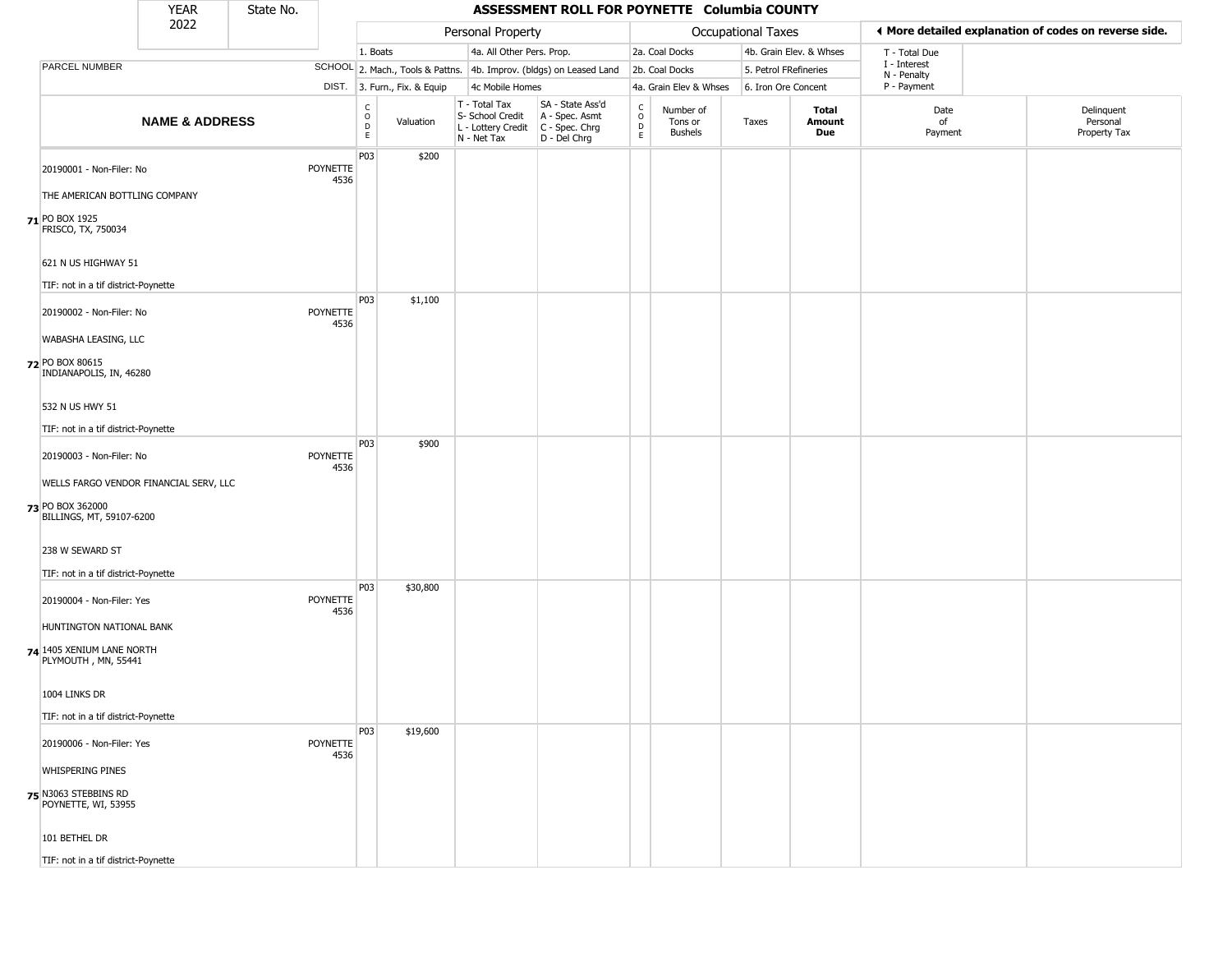| YEAR | State No. |
|---|---|
| 2022 | |

# ASSESSMENT ROLL FOR POYNETTE Columbia COUNTY

| | | Personal Property | | | | Occupational Taxes | | | | ◀ More detailed explanation of codes on reverse side. | |
|---|---|---|---|---|---|---|---|---|---|---|---|
| PARCEL NUMBER | SCHOOL | 1. Boats | | 4a. All Other Pers. Prop. | | 2a. Coal Docks | | 4b. Grain Elev. & Whses | | T - Total Due<br>I - Interest<br>N - Penalty<br>P - Payment | |
| | DIST. | 2. Mach., Tools & Pattns. | | 4b. Improv. (bldgs) on Leased Land | | 2b. Coal Docks | | 5. Petrol FRefineries | | | |
| | | 3. Furn., Fix. & Equip | | 4c Mobile Homes | | 4a. Grain Elev & Whses | | 6. Iron Ore Concent | | | |

| | NAME & ADDRESS | | CODE | Valuation | T - Total Tax<br>S- School Credit<br>L - Lottery Credit<br>N - Net Tax | SA - State Ass'd<br>A - Spec. Asmt<br>C - Spec. Chrg<br>D - Del Chrg | CODE | Number of Tons or Bushels | Taxes | Total Amount Due | Date of Payment | Delinquent Personal Property Tax |
|---|---|---|---|---|---|---|---|---|---|---|---|---|
| 71 | 20190001 - Non-Filer: No<br>THE AMERICAN BOTTLING COMPANY<br>PO BOX 1925<br>FRISCO, TX, 750034<br>621 N US HIGHWAY 51<br>TIF: not in a tif district-Poynette | POYNETTE 4536 | P03 | $200 | | | | | | | | |
| 72 | 20190002 - Non-Filer: No<br>WABASHA LEASING, LLC<br>PO BOX 80615<br>INDIANAPOLIS, IN, 46280<br>532 N US HWY 51<br>TIF: not in a tif district-Poynette | POYNETTE 4536 | P03 | $1,100 | | | | | | | | |
| 73 | 20190003 - Non-Filer: No<br>WELLS FARGO VENDOR FINANCIAL SERV, LLC<br>PO BOX 362000<br>BILLINGS, MT, 59107-6200<br>238 W SEWARD ST<br>TIF: not in a tif district-Poynette | POYNETTE 4536 | P03 | $900 | | | | | | | | |
| 74 | 20190004 - Non-Filer: Yes<br>HUNTINGTON NATIONAL BANK<br>1405 XENIUM LANE NORTH<br>PLYMOUTH , MN, 55441<br>1004 LINKS DR<br>TIF: not in a tif district-Poynette | POYNETTE 4536 | P03 | $30,800 | | | | | | | | |
| 75 | 20190006 - Non-Filer: Yes<br>WHISPERING PINES<br>N3063 STEBBINS RD<br>POYNETTE, WI, 53955<br>101 BETHEL DR<br>TIF: not in a tif district-Poynette | POYNETTE 4536 | P03 | $19,600 | | | | | | | | |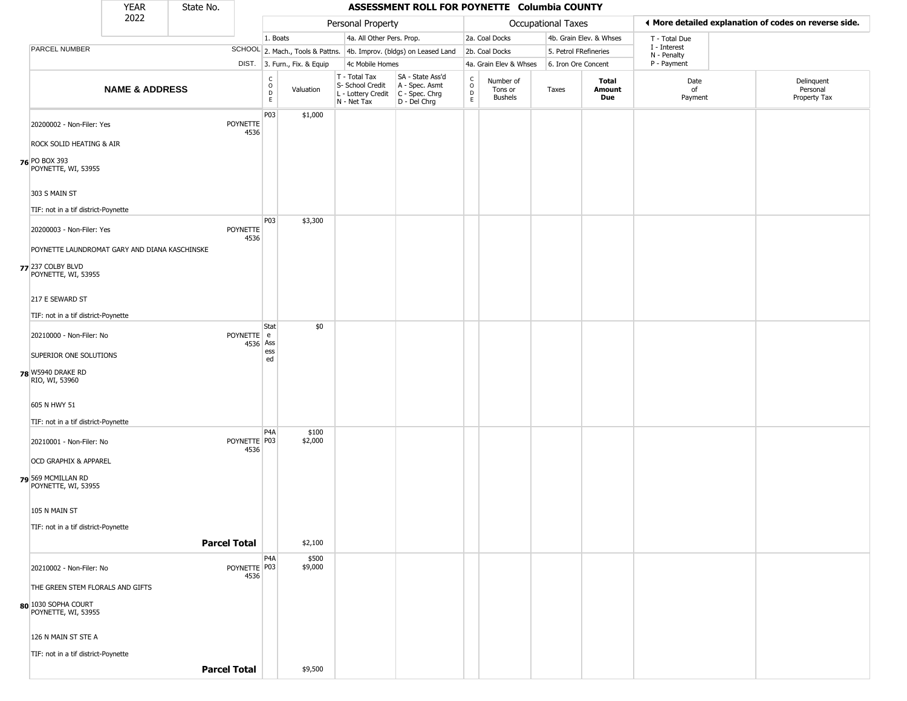YEAR 2022 | State No.

# ASSESSMENT ROLL FOR POYNETTE Columbia COUNTY

| | PARCEL NUMBER / NAME & ADDRESS | SCHOOL DIST. | CODE | Valuation | T - Total Tax / S- School Credit / L - Lottery Credit / N - Net Tax | SA - State Ass'd / A - Spec. Asmt / C - Spec. Chrg / D - Del Chrg | CODE | Number of Tons or Bushels | Taxes | Total Amount Due | Date of Payment | Delinquent Personal Property Tax |
|---|---|---|---|---|---|---|---|---|---|---|---|---|
| 76 | 20200002 - Non-Filer: Yes<br>ROCK SOLID HEATING & AIR<br>PO BOX 393<br>POYNETTE, WI, 53955<br>303 S MAIN ST<br>TIF: not in a tif district-Poynette | POYNETTE 4536 | P03 | $1,000 | | | | | | | | |
| 77 | 20200003 - Non-Filer: Yes<br>POYNETTE LAUNDROMAT GARY AND DIANA KASCHINSKE<br>237 COLBY BLVD<br>POYNETTE, WI, 53955<br>217 E SEWARD ST<br>TIF: not in a tif district-Poynette | POYNETTE 4536 | P03 | $3,300 | | | | | | | | |
| 78 | 20210000 - Non-Filer: No<br>SUPERIOR ONE SOLUTIONS<br>W5940 DRAKE RD<br>RIO, WI, 53960<br>605 N HWY 51<br>TIF: not in a tif district-Poynette | POYNETTE 4536 | State Assessed | $0 | | | | | | | | |
| 79 | 20210001 - Non-Filer: No<br>OCD GRAPHIX & APPAREL<br>569 MCMILLAN RD<br>POYNETTE, WI, 53955<br>105 N MAIN ST<br>TIF: not in a tif district-Poynette | POYNETTE 4536 | P4A<br>P03 | $100<br>$2,000 | | | | | | | | |
| | **Parcel Total** | | | $2,100 | | | | | | | | |
| 80 | 20210002 - Non-Filer: No<br>THE GREEN STEM FLORALS AND GIFTS<br>1030 SOPHA COURT<br>POYNETTE, WI, 53955<br>126 N MAIN ST STE A<br>TIF: not in a tif district-Poynette | POYNETTE 4536 | P4A<br>P03 | $500<br>$9,000 | | | | | | | | |
| | **Parcel Total** | | | $9,500 | | | | | | | | |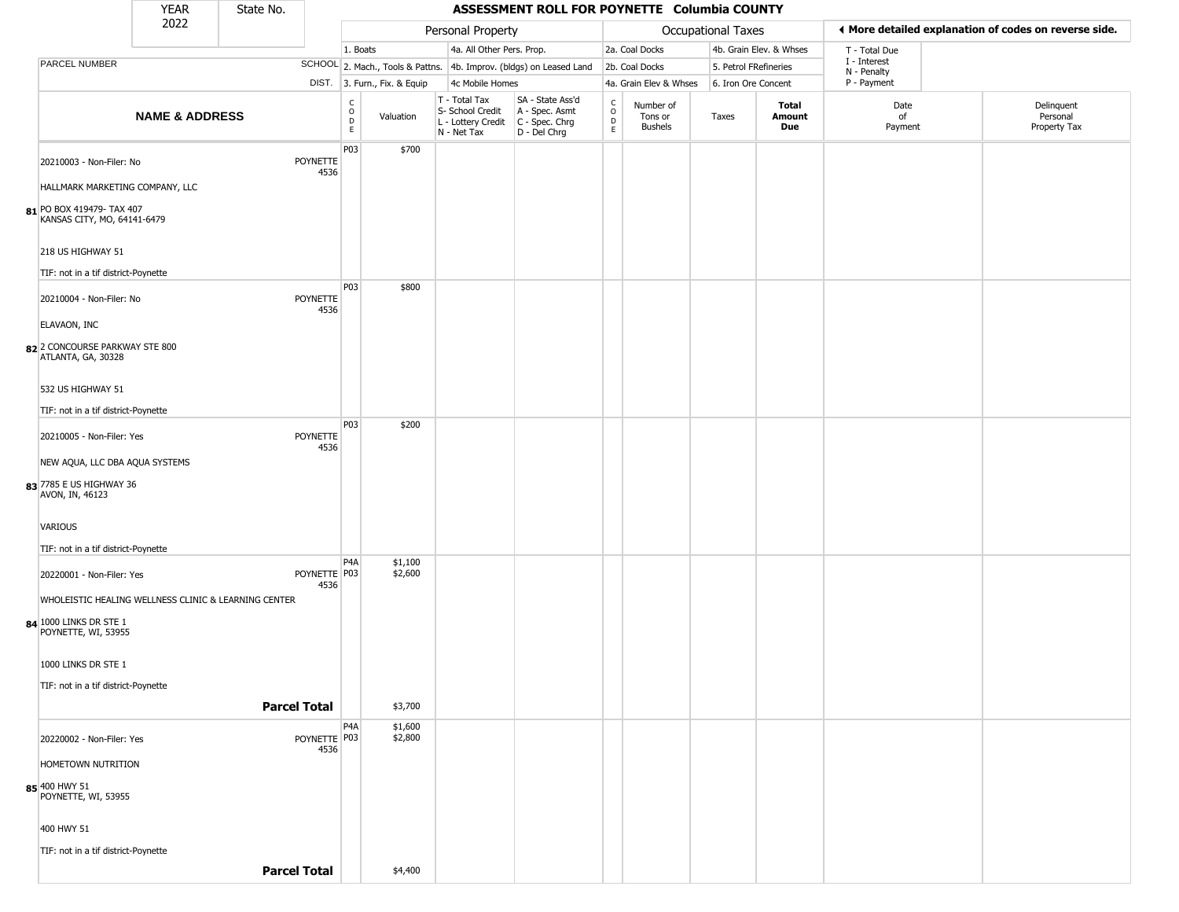| YEAR 2022 | State No. | ASSESSMENT ROLL FOR POYNETTE Columbia COUNTY |
|---|---|---|

**Personal Property:** 1. Boats; 2. Mach., Tools & Pattns.; 3. Furn., Fix. & Equip; 4a. All Other Pers. Prop.; 4b. Improv. (bldgs) on Leased Land; 4c Mobile Homes

**Occupational Taxes:** 2a. Coal Docks; 2b. Coal Docks; 4a. Grain Elev & Whses; 4b. Grain Elev. & Whses; 5. Petrol FRefineries; 6. Iron Ore Concent

**◄ More detailed explanation of codes on reverse side.** T - Total Due; I - Interest; N - Penalty; P - Payment

| | NAME & ADDRESS | SCHOOL DIST. | CODE | Valuation | T - Total Tax / S- School Credit / L - Lottery Credit / N - Net Tax | SA - State Ass'd / A - Spec. Asmt / C - Spec. Chrg / D - Del Chrg | CODE | Number of Tons or Bushels | Taxes | Total Amount Due | Date of Payment | Delinquent Personal Property Tax |
|---|---|---|---|---|---|---|---|---|---|---|---|---|
| 81 | 20210003 - Non-Filer: No<br>HALLMARK MARKETING COMPANY, LLC<br>PO BOX 419479- TAX 407<br>KANSAS CITY, MO, 64141-6479<br>218 US HIGHWAY 51<br>TIF: not in a tif district-Poynette | POYNETTE 4536 | P03 | $700 | | | | | | | | |
| 82 | 20210004 - Non-Filer: No<br>ELAVAON, INC<br>2 CONCOURSE PARKWAY STE 800<br>ATLANTA, GA, 30328<br>532 US HIGHWAY 51<br>TIF: not in a tif district-Poynette | POYNETTE 4536 | P03 | $800 | | | | | | | | |
| 83 | 20210005 - Non-Filer: Yes<br>NEW AQUA, LLC DBA AQUA SYSTEMS<br>7785 E US HIGHWAY 36<br>AVON, IN, 46123<br>VARIOUS<br>TIF: not in a tif district-Poynette | POYNETTE 4536 | P03 | $200 | | | | | | | | |
| 84 | 20220001 - Non-Filer: Yes<br>WHOLEISTIC HEALING WELLNESS CLINIC & LEARNING CENTER<br>1000 LINKS DR STE 1<br>POYNETTE, WI, 53955<br>1000 LINKS DR STE 1<br>TIF: not in a tif district-Poynette | POYNETTE 4536 | P4A<br>P03 | $1,100<br>$2,600 | | | | | | | | |
| | **Parcel Total** | | | $3,700 | | | | | | | | |
| 85 | 20220002 - Non-Filer: Yes<br>HOMETOWN NUTRITION<br>400 HWY 51<br>POYNETTE, WI, 53955<br>400 HWY 51<br>TIF: not in a tif district-Poynette | POYNETTE 4536 | P4A<br>P03 | $1,600<br>$2,800 | | | | | | | | |
| | **Parcel Total** | | | $4,400 | | | | | | | | |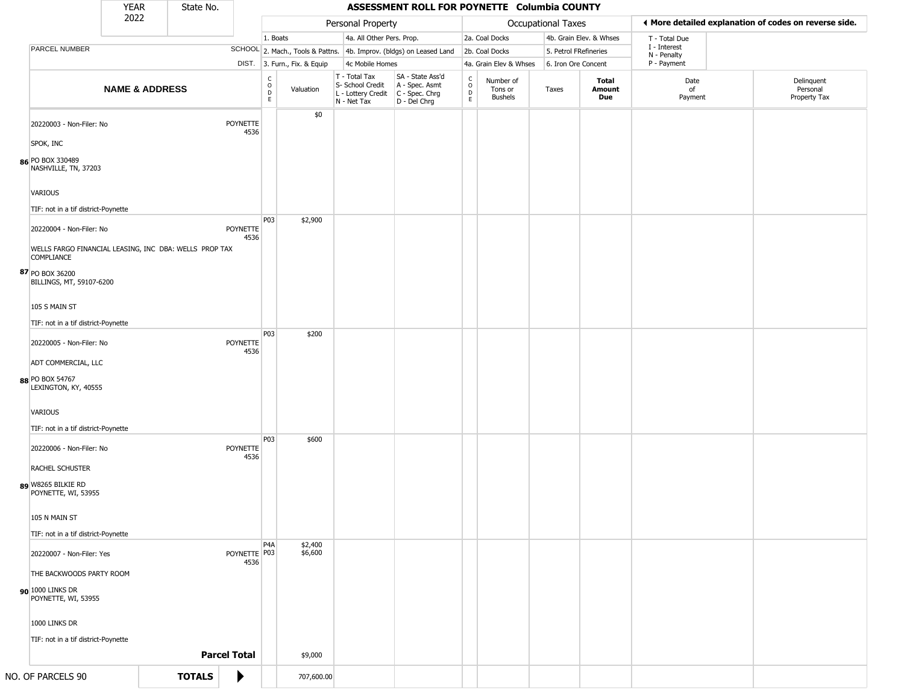YEAR 2022 | State No.

# ASSESSMENT ROLL FOR POYNETTE Columbia COUNTY

| | | Personal Property | | | | Occupational Taxes | | | | ◀ More detailed explanation of codes on reverse side. | |
|---|---|---|---|---|---|---|---|---|---|---|---|
| PARCEL NUMBER | SCHOOL DIST. | 1. Boats<br>2. Mach., Tools & Pattns.<br>3. Furn., Fix. & Equip | | 4a. All Other Pers. Prop.<br>4b. Improv. (bldgs) on Leased Land<br>4c Mobile Homes | | 2a. Coal Docks<br>2b. Coal Docks<br>4a. Grain Elev & Whses | | 4b. Grain Elev. & Whses<br>5. Petrol FRefineries<br>6. Iron Ore Concent | | T - Total Due<br>I - Interest<br>N - Penalty<br>P - Payment | |
| **NAME & ADDRESS** | | CODE | Valuation | T - Total Tax<br>S- School Credit<br>L - Lottery Credit<br>N - Net Tax | SA - State Ass'd<br>A - Spec. Asmt<br>C - Spec. Chrg<br>D - Del Chrg | CODE | Number of Tons or Bushels | Taxes | **Total Amount Due** | Date of Payment | Delinquent Personal Property Tax |
| 86 20220003 - Non-Filer: No<br>SPOK, INC<br>PO BOX 330489<br>NASHVILLE, TN, 37203<br>VARIOUS<br>TIF: not in a tif district-Poynette | POYNETTE 4536 | | $0 | | | | | | | | |
| 87 20220004 - Non-Filer: No<br>WELLS FARGO FINANCIAL LEASING, INC DBA: WELLS PROP TAX COMPLIANCE<br>PO BOX 36200<br>BILLINGS, MT, 59107-6200<br>105 S MAIN ST<br>TIF: not in a tif district-Poynette | POYNETTE 4536 | P03 | $2,900 | | | | | | | | |
| 88 20220005 - Non-Filer: No<br>ADT COMMERCIAL, LLC<br>PO BOX 54767<br>LEXINGTON, KY, 40555<br>VARIOUS<br>TIF: not in a tif district-Poynette | POYNETTE 4536 | P03 | $200 | | | | | | | | |
| 89 20220006 - Non-Filer: No<br>RACHEL SCHUSTER<br>W8265 BILKIE RD<br>POYNETTE, WI, 53955<br>105 N MAIN ST<br>TIF: not in a tif district-Poynette | POYNETTE 4536 | P03 | $600 | | | | | | | | |
| 90 20220007 - Non-Filer: Yes<br>THE BACKWOODS PARTY ROOM<br>1000 LINKS DR<br>POYNETTE, WI, 53955<br>1000 LINKS DR<br>TIF: not in a tif district-Poynette | POYNETTE 4536 | P4A<br>P03 | $2,400<br>$6,600 | | | | | | | | |
| | **Parcel Total** | | $9,000 | | | | | | | | |
| NO. OF PARCELS 90 | **TOTALS** ▶ | | 707,600.00 | | | | | | | | |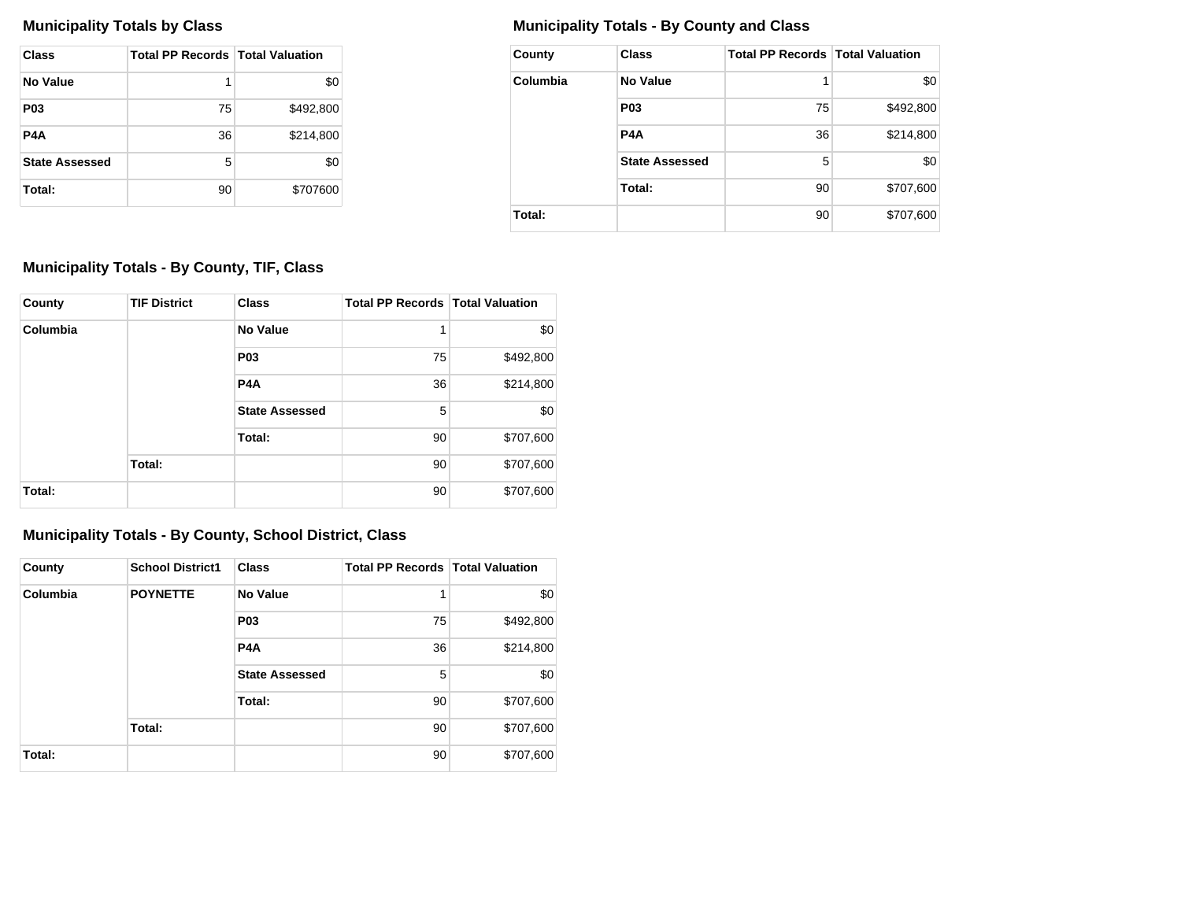### Municipality Totals by Class

| Class | Total PP Records | Total Valuation |
|---|---|---|
| **No Value** | 1 | $0 |
| **P03** | 75 | $492,800 |
| **P4A** | 36 | $214,800 |
| **State Assessed** | 5 | $0 |
| **Total:** | 90 | $707600 |

### Municipality Totals - By County and Class

| County | Class | Total PP Records | Total Valuation |
|---|---|---|---|
| **Columbia** | **No Value** | 1 | $0 |
| | **P03** | 75 | $492,800 |
| | **P4A** | 36 | $214,800 |
| | **State Assessed** | 5 | $0 |
| | **Total:** | 90 | $707,600 |
| **Total:** | | 90 | $707,600 |

### Municipality Totals - By County, TIF, Class

| County | TIF District | Class | Total PP Records | Total Valuation |
|---|---|---|---|---|
| **Columbia** | | **No Value** | 1 | $0 |
| | | **P03** | 75 | $492,800 |
| | | **P4A** | 36 | $214,800 |
| | | **State Assessed** | 5 | $0 |
| | | **Total:** | 90 | $707,600 |
| | **Total:** | | 90 | $707,600 |
| **Total:** | | | 90 | $707,600 |

### Municipality Totals - By County, School District, Class

| County | School District1 | Class | Total PP Records | Total Valuation |
|---|---|---|---|---|
| **Columbia** | **POYNETTE** | **No Value** | 1 | $0 |
| | | **P03** | 75 | $492,800 |
| | | **P4A** | 36 | $214,800 |
| | | **State Assessed** | 5 | $0 |
| | | **Total:** | 90 | $707,600 |
| | **Total:** | | 90 | $707,600 |
| **Total:** | | | 90 | $707,600 |